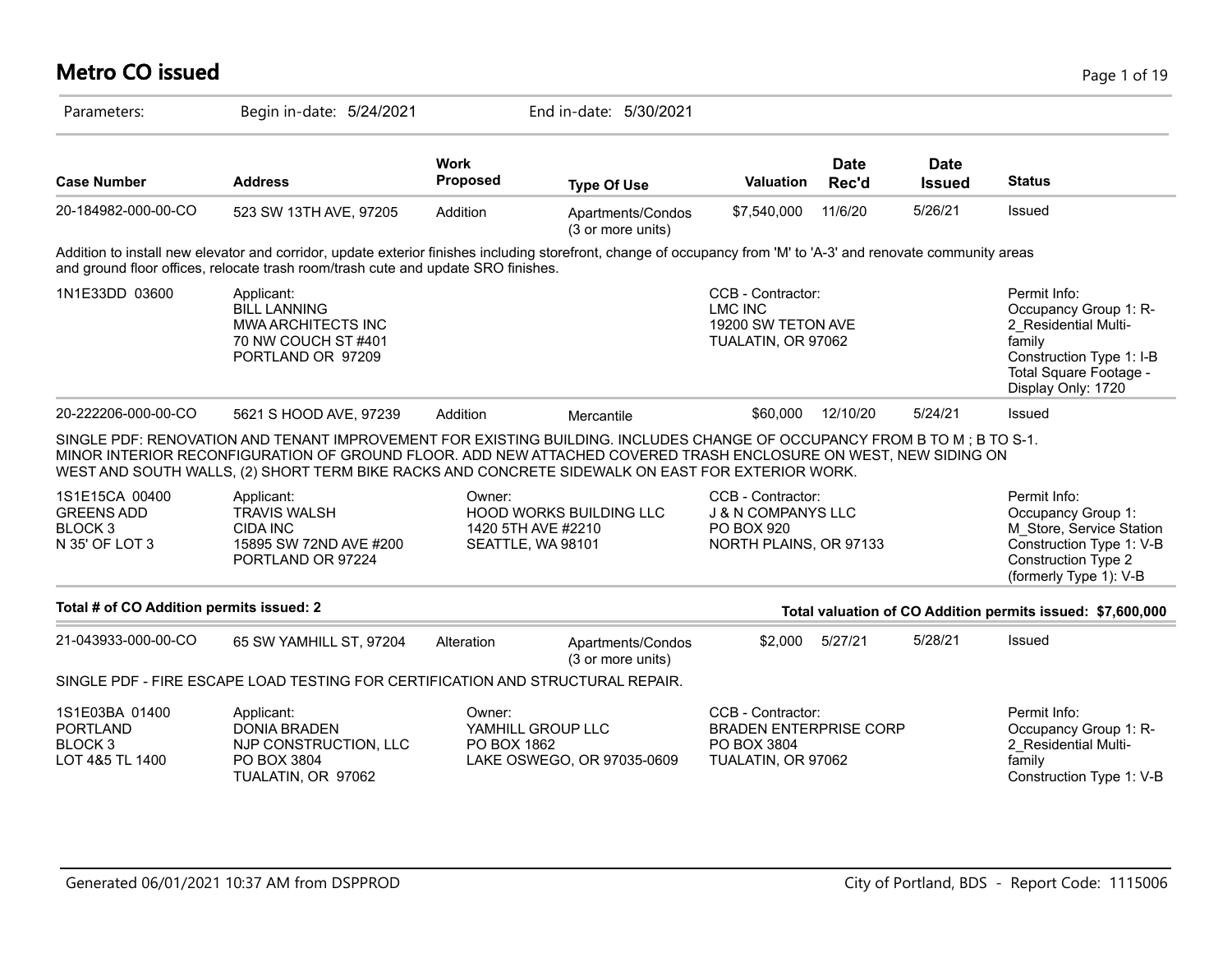# Metro CO issued

Parameters: Begin in-date: 5/24/2021 End in-date: 5/30/2021

| Case Number | Address | Work Proposed | Type Of Use | Valuation | Date Rec'd | Date Issued | Status |
|---|---|---|---|---|---|---|---|
| 20-184982-000-00-CO | 523 SW 13TH AVE, 97205 | Addition | Apartments/Condos (3 or more units) | $7,540,000 | 11/6/20 | 5/26/21 | Issued |

Addition to install new elevator and corridor, update exterior finishes including storefront, change of occupancy from 'M' to 'A-3' and renovate community areas and ground floor offices, relocate trash room/trash cute and update SRO finishes.

1N1E33DD 03600

Applicant:
BILL LANNING
MWA ARCHITECTS INC
70 NW COUCH ST #401
PORTLAND OR 97209

CCB - Contractor:
LMC INC
19200 SW TETON AVE
TUALATIN, OR 97062

Permit Info:
Occupancy Group 1: R-2_Residential Multi-family
Construction Type 1: I-B
Total Square Footage - Display Only: 1720

| Case Number | Address | Work Proposed | Type Of Use | Valuation | Date Rec'd | Date Issued | Status |
|---|---|---|---|---|---|---|---|
| 20-222206-000-00-CO | 5621 S HOOD AVE, 97239 | Addition | Mercantile | $60,000 | 12/10/20 | 5/24/21 | Issued |

SINGLE PDF: RENOVATION AND TENANT IMPROVEMENT FOR EXISTING BUILDING. INCLUDES CHANGE OF OCCUPANCY FROM B TO M ; B TO S-1. MINOR INTERIOR RECONFIGURATION OF GROUND FLOOR. ADD NEW ATTACHED COVERED TRASH ENCLOSURE ON WEST, NEW SIDING ON WEST AND SOUTH WALLS, (2) SHORT TERM BIKE RACKS AND CONCRETE SIDEWALK ON EAST FOR EXTERIOR WORK.

1S1E15CA 00400
GREENS ADD
BLOCK 3
N 35' OF LOT 3

Applicant:
TRAVIS WALSH
CIDA INC
15895 SW 72ND AVE #200
PORTLAND OR 97224

Owner:
HOOD WORKS BUILDING LLC
1420 5TH AVE #2210
SEATTLE, WA 98101

CCB - Contractor:
J & N COMPANYS LLC
PO BOX 920
NORTH PLAINS, OR 97133

Permit Info:
Occupancy Group 1: M_Store, Service Station
Construction Type 1: V-B
Construction Type 2 (formerly Type 1): V-B

**Total # of CO Addition permits issued: 2**

**Total valuation of CO Addition permits issued: $7,600,000**

| Case Number | Address | Work Proposed | Type Of Use | Valuation | Date Rec'd | Date Issued | Status |
|---|---|---|---|---|---|---|---|
| 21-043933-000-00-CO | 65 SW YAMHILL ST, 97204 | Alteration | Apartments/Condos (3 or more units) | $2,000 | 5/27/21 | 5/28/21 | Issued |

SINGLE PDF - FIRE ESCAPE LOAD TESTING FOR CERTIFICATION AND STRUCTURAL REPAIR.

1S1E03BA 01400
PORTLAND
BLOCK 3
LOT 4&5 TL 1400

Applicant:
DONIA BRADEN
NJP CONSTRUCTION, LLC
PO BOX 3804
TUALATIN, OR 97062

Owner:
YAMHILL GROUP LLC
PO BOX 1862
LAKE OSWEGO, OR 97035-0609

CCB - Contractor:
BRADEN ENTERPRISE CORP
PO BOX 3804
TUALATIN, OR 97062

Permit Info:
Occupancy Group 1: R-2_Residential Multi-family
Construction Type 1: V-B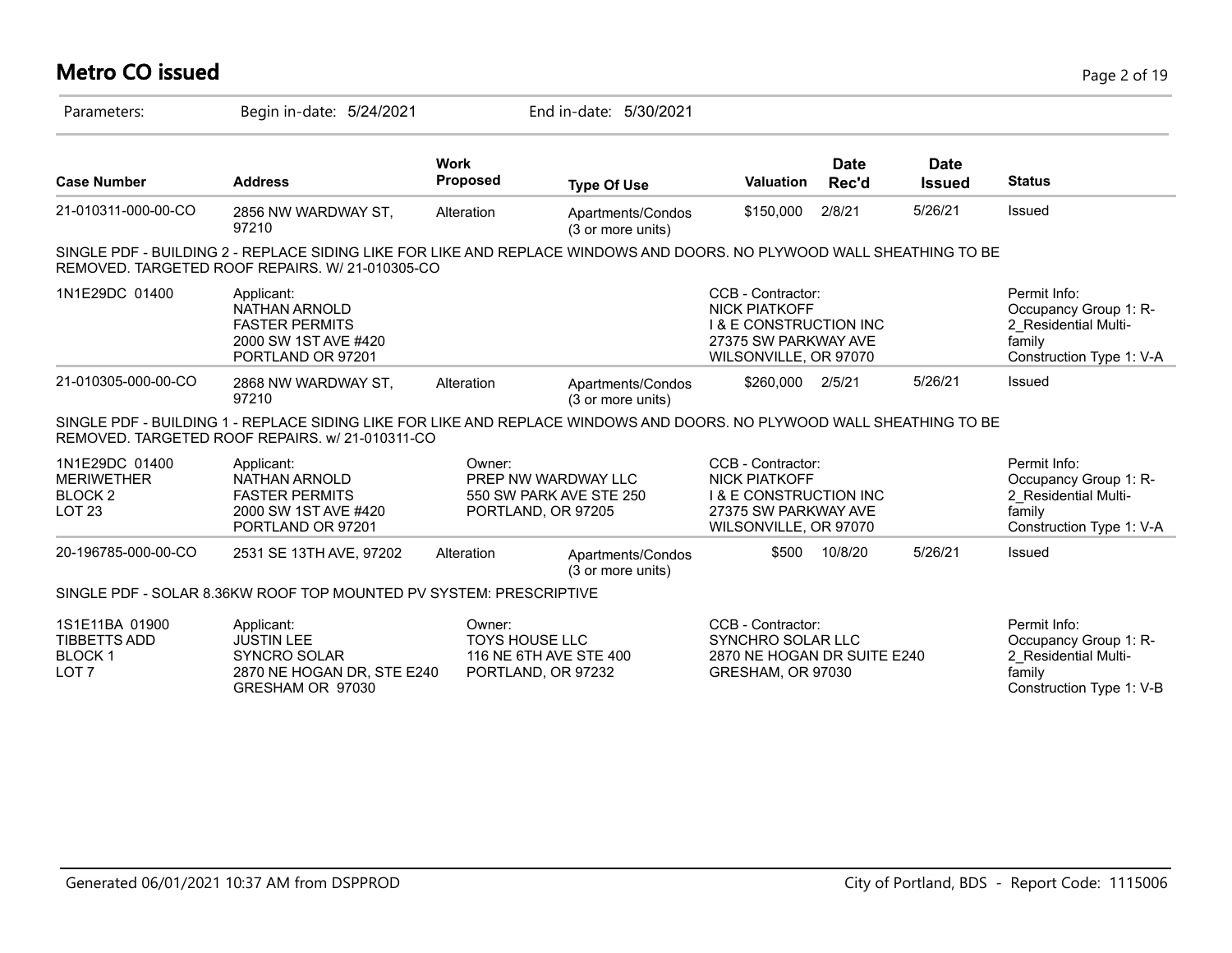# Metro CO issued

Parameters: Begin in-date: 5/24/2021 End in-date: 5/30/2021

| Case Number | Address | Work Proposed | Type Of Use | Valuation | Date Rec'd | Date Issued | Status |
|---|---|---|---|---|---|---|---|
| 21-010311-000-00-CO | 2856 NW WARDWAY ST, 97210 | Alteration | Apartments/Condos (3 or more units) | $150,000 | 2/8/21 | 5/26/21 | Issued |

SINGLE PDF - BUILDING 2 - REPLACE SIDING LIKE FOR LIKE AND REPLACE WINDOWS AND DOORS. NO PLYWOOD WALL SHEATHING TO BE REMOVED. TARGETED ROOF REPAIRS. W/ 21-010305-CO

| | | | | |
|---|---|---|---|---|
| 1N1E29DC 01400 | Applicant:<br>NATHAN ARNOLD<br>FASTER PERMITS<br>2000 SW 1ST AVE #420<br>PORTLAND OR 97201 | | CCB - Contractor:<br>NICK PIATKOFF<br>I & E CONSTRUCTION INC<br>27375 SW PARKWAY AVE<br>WILSONVILLE, OR 97070 | Permit Info:<br>Occupancy Group 1: R-2_Residential Multi-family<br>Construction Type 1: V-A |

| Case Number | Address | Work Proposed | Type Of Use | Valuation | Date Rec'd | Date Issued | Status |
|---|---|---|---|---|---|---|---|
| 21-010305-000-00-CO | 2868 NW WARDWAY ST, 97210 | Alteration | Apartments/Condos (3 or more units) | $260,000 | 2/5/21 | 5/26/21 | Issued |

SINGLE PDF - BUILDING 1 - REPLACE SIDING LIKE FOR LIKE AND REPLACE WINDOWS AND DOORS. NO PLYWOOD WALL SHEATHING TO BE REMOVED. TARGETED ROOF REPAIRS. w/ 21-010311-CO

| | | | | |
|---|---|---|---|---|
| 1N1E29DC 01400<br>MERIWETHER<br>BLOCK 2<br>LOT 23 | Applicant:<br>NATHAN ARNOLD<br>FASTER PERMITS<br>2000 SW 1ST AVE #420<br>PORTLAND OR 97201 | Owner:<br>PREP NW WARDWAY LLC<br>550 SW PARK AVE STE 250<br>PORTLAND, OR 97205 | CCB - Contractor:<br>NICK PIATKOFF<br>I & E CONSTRUCTION INC<br>27375 SW PARKWAY AVE<br>WILSONVILLE, OR 97070 | Permit Info:<br>Occupancy Group 1: R-2_Residential Multi-family<br>Construction Type 1: V-A |

| Case Number | Address | Work Proposed | Type Of Use | Valuation | Date Rec'd | Date Issued | Status |
|---|---|---|---|---|---|---|---|
| 20-196785-000-00-CO | 2531 SE 13TH AVE, 97202 | Alteration | Apartments/Condos (3 or more units) | $500 | 10/8/20 | 5/26/21 | Issued |

SINGLE PDF - SOLAR 8.36KW ROOF TOP MOUNTED PV SYSTEM: PRESCRIPTIVE

| | | | | |
|---|---|---|---|---|
| 1S1E11BA 01900<br>TIBBETTS ADD<br>BLOCK 1<br>LOT 7 | Applicant:<br>JUSTIN LEE<br>SYNCRO SOLAR<br>2870 NE HOGAN DR, STE E240<br>GRESHAM OR 97030 | Owner:<br>TOYS HOUSE LLC<br>116 NE 6TH AVE STE 400<br>PORTLAND, OR 97232 | CCB - Contractor:<br>SYNCHRO SOLAR LLC<br>2870 NE HOGAN DR SUITE E240<br>GRESHAM, OR 97030 | Permit Info:<br>Occupancy Group 1: R-2_Residential Multi-family<br>Construction Type 1: V-B |

Generated 06/01/2021 10:37 AM from DSPPROD

City of Portland, BDS - Report Code: 1115006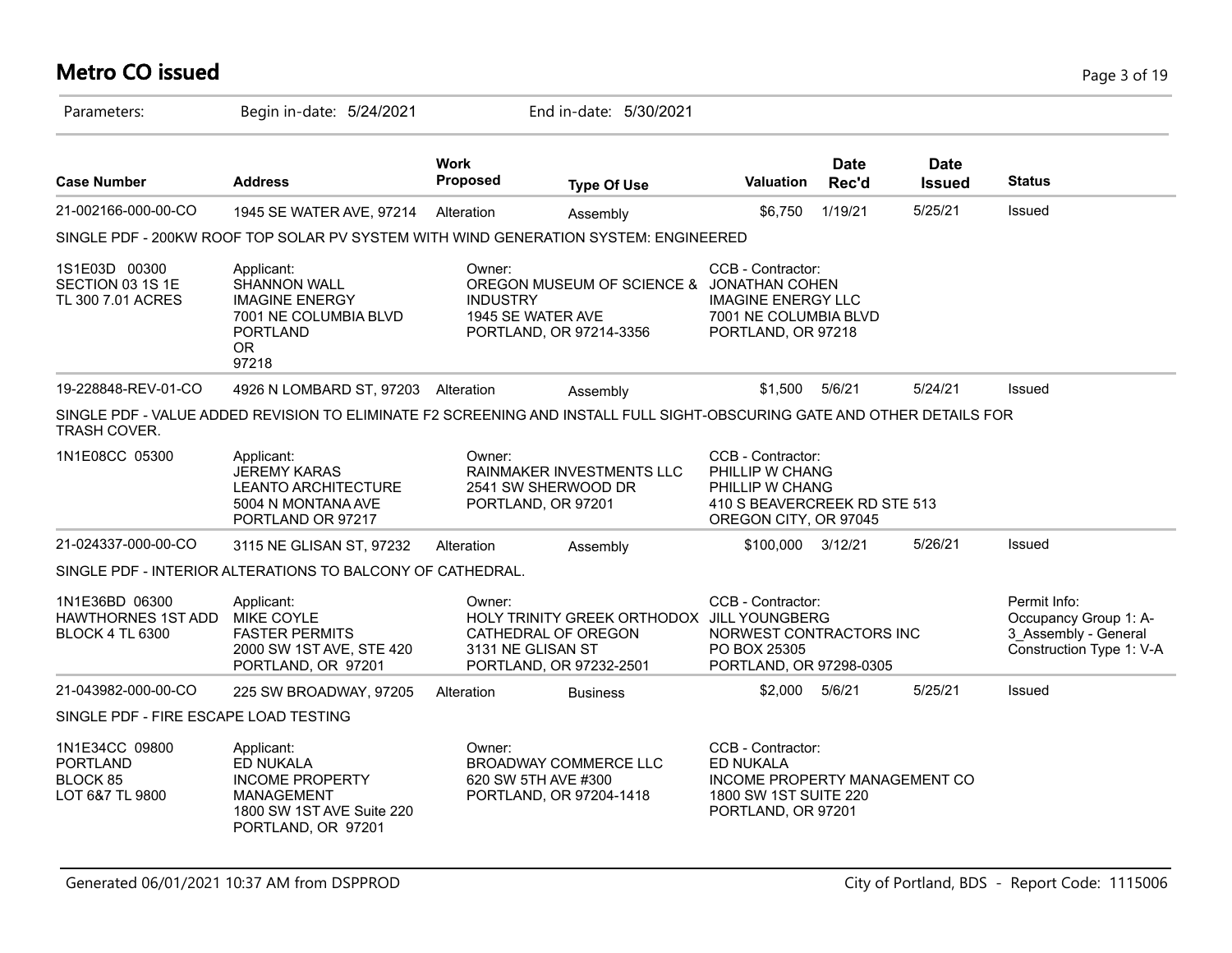# Metro CO issued

Parameters: Begin in-date: 5/24/2021 End in-date: 5/30/2021

| Case Number | Address | Work Proposed | Type Of Use | Valuation | Date Rec'd | Date Issued | Status |
|---|---|---|---|---|---|---|---|
| 21-002166-000-00-CO | 1945 SE WATER AVE, 97214 | Alteration | Assembly | $6,750 | 1/19/21 | 5/25/21 | Issued |

SINGLE PDF - 200KW ROOF TOP SOLAR PV SYSTEM WITH WIND GENERATION SYSTEM: ENGINEERED

1S1E03D 00300
SECTION 03 1S 1E
TL 300 7.01 ACRES

Applicant:
SHANNON WALL
IMAGINE ENERGY
7001 NE COLUMBIA BLVD
PORTLAND
OR
97218

Owner:
OREGON MUSEUM OF SCIENCE & INDUSTRY
1945 SE WATER AVE
PORTLAND, OR 97214-3356

CCB - Contractor:
JONATHAN COHEN
IMAGINE ENERGY LLC
7001 NE COLUMBIA BLVD
PORTLAND, OR 97218

| Case Number | Address | Work Proposed | Type Of Use | Valuation | Date Rec'd | Date Issued | Status |
|---|---|---|---|---|---|---|---|
| 19-228848-REV-01-CO | 4926 N LOMBARD ST, 97203 | Alteration | Assembly | $1,500 | 5/6/21 | 5/24/21 | Issued |

SINGLE PDF - VALUE ADDED REVISION TO ELIMINATE F2 SCREENING AND INSTALL FULL SIGHT-OBSCURING GATE AND OTHER DETAILS FOR TRASH COVER.

1N1E08CC 05300

Applicant:
JEREMY KARAS
LEANTO ARCHITECTURE
5004 N MONTANA AVE
PORTLAND OR 97217

Owner:
RAINMAKER INVESTMENTS LLC
2541 SW SHERWOOD DR
PORTLAND, OR 97201

CCB - Contractor:
PHILLIP W CHANG
PHILLIP W CHANG
410 S BEAVERCREEK RD STE 513
OREGON CITY, OR 97045

| Case Number | Address | Work Proposed | Type Of Use | Valuation | Date Rec'd | Date Issued | Status |
|---|---|---|---|---|---|---|---|
| 21-024337-000-00-CO | 3115 NE GLISAN ST, 97232 | Alteration | Assembly | $100,000 | 3/12/21 | 5/26/21 | Issued |

SINGLE PDF - INTERIOR ALTERATIONS TO BALCONY OF CATHEDRAL.

1N1E36BD 06300
HAWTHORNES 1ST ADD
BLOCK 4 TL 6300

Applicant:
MIKE COYLE
FASTER PERMITS
2000 SW 1ST AVE, STE 420
PORTLAND, OR 97201

Owner:
HOLY TRINITY GREEK ORTHODOX CATHEDRAL OF OREGON
3131 NE GLISAN ST
PORTLAND, OR 97232-2501

CCB - Contractor:
JILL YOUNGBERG
NORWEST CONTRACTORS INC
PO BOX 25305
PORTLAND, OR 97298-0305

Permit Info:
Occupancy Group 1: A-3_Assembly - General
Construction Type 1: V-A

| Case Number | Address | Work Proposed | Type Of Use | Valuation | Date Rec'd | Date Issued | Status |
|---|---|---|---|---|---|---|---|
| 21-043982-000-00-CO | 225 SW BROADWAY, 97205 | Alteration | Business | $2,000 | 5/6/21 | 5/25/21 | Issued |

SINGLE PDF - FIRE ESCAPE LOAD TESTING

1N1E34CC 09800
PORTLAND
BLOCK 85
LOT 6&7 TL 9800

Applicant:
ED NUKALA
INCOME PROPERTY MANAGEMENT
1800 SW 1ST AVE Suite 220
PORTLAND, OR 97201

Owner:
BROADWAY COMMERCE LLC
620 SW 5TH AVE #300
PORTLAND, OR 97204-1418

CCB - Contractor:
ED NUKALA
INCOME PROPERTY MANAGEMENT CO
1800 SW 1ST SUITE 220
PORTLAND, OR 97201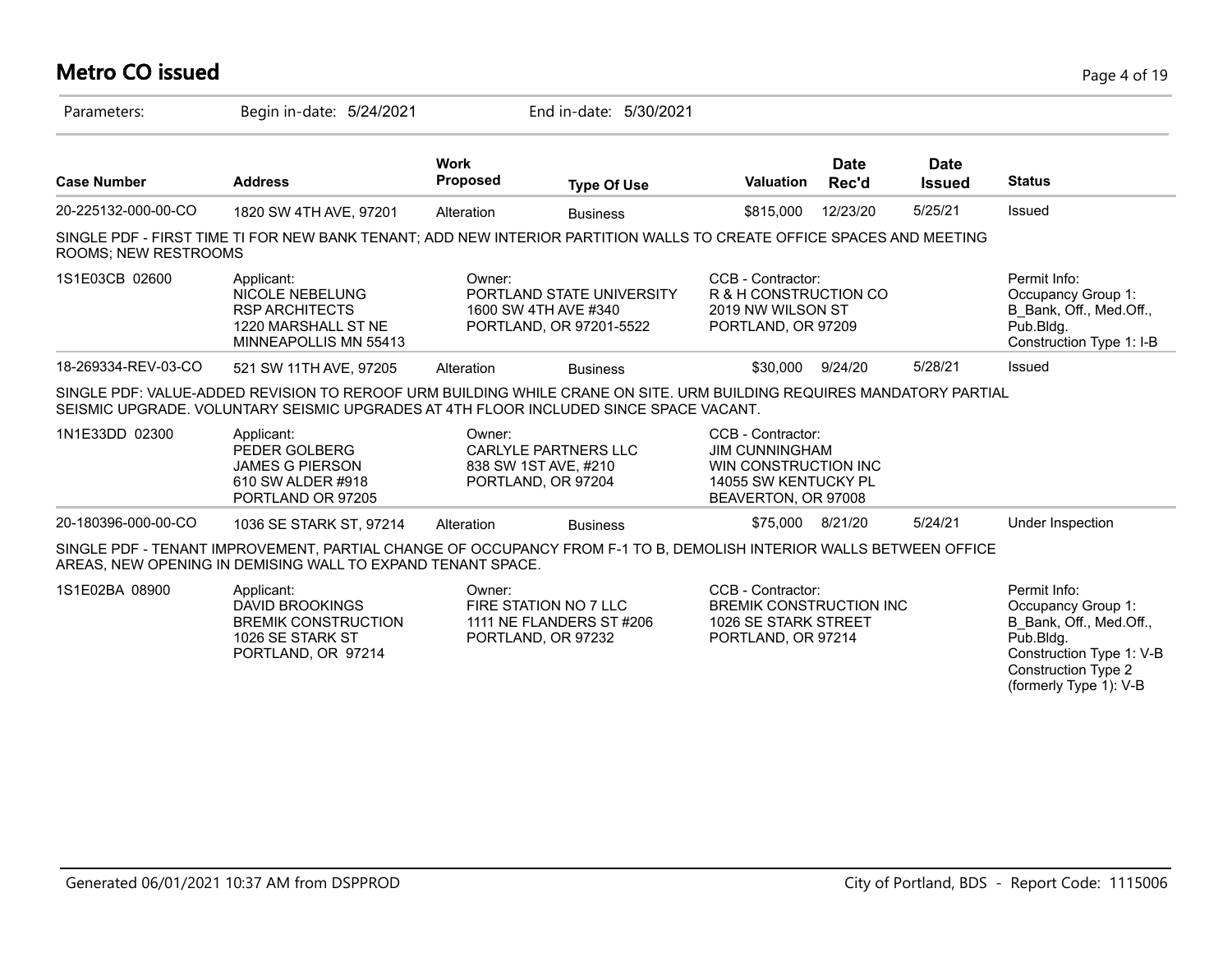# Metro CO issued

Parameters: Begin in-date: 5/24/2021 End in-date: 5/30/2021

| Case Number | Address | Work Proposed | Type Of Use | Valuation | Date Rec'd | Date Issued | Status |
|---|---|---|---|---|---|---|---|
| 20-225132-000-00-CO | 1820 SW 4TH AVE, 97201 | Alteration | Business | $815,000 | 12/23/20 | 5/25/21 | Issued |

SINGLE PDF - FIRST TIME TI FOR NEW BANK TENANT; ADD NEW INTERIOR PARTITION WALLS TO CREATE OFFICE SPACES AND MEETING ROOMS; NEW RESTROOMS

| 1S1E03CB 02600 | Applicant: NICOLE NEBELUNG RSP ARCHITECTS 1220 MARSHALL ST NE MINNEAPOLLIS MN 55413 | Owner: PORTLAND STATE UNIVERSITY 1600 SW 4TH AVE #340 PORTLAND, OR 97201-5522 | CCB - Contractor: R & H CONSTRUCTION CO 2019 NW WILSON ST PORTLAND, OR 97209 | Permit Info: Occupancy Group 1: B_Bank, Off., Med.Off., Pub.Bldg. Construction Type 1: I-B |
|---|---|---|---|---|

| Case Number | Address | Work Proposed | Type Of Use | Valuation | Date Rec'd | Date Issued | Status |
|---|---|---|---|---|---|---|---|
| 18-269334-REV-03-CO | 521 SW 11TH AVE, 97205 | Alteration | Business | $30,000 | 9/24/20 | 5/28/21 | Issued |

SINGLE PDF: VALUE-ADDED REVISION TO REROOF URM BUILDING WHILE CRANE ON SITE. URM BUILDING REQUIRES MANDATORY PARTIAL SEISMIC UPGRADE. VOLUNTARY SEISMIC UPGRADES AT 4TH FLOOR INCLUDED SINCE SPACE VACANT.

| 1N1E33DD 02300 | Applicant: PEDER GOLBERG JAMES G PIERSON 610 SW ALDER #918 PORTLAND OR 97205 | Owner: CARLYLE PARTNERS LLC 838 SW 1ST AVE, #210 PORTLAND, OR 97204 | CCB - Contractor: JIM CUNNINGHAM WIN CONSTRUCTION INC 14055 SW KENTUCKY PL BEAVERTON, OR 97008 | |
|---|---|---|---|---|

| Case Number | Address | Work Proposed | Type Of Use | Valuation | Date Rec'd | Date Issued | Status |
|---|---|---|---|---|---|---|---|
| 20-180396-000-00-CO | 1036 SE STARK ST, 97214 | Alteration | Business | $75,000 | 8/21/20 | 5/24/21 | Under Inspection |

SINGLE PDF - TENANT IMPROVEMENT, PARTIAL CHANGE OF OCCUPANCY FROM F-1 TO B, DEMOLISH INTERIOR WALLS BETWEEN OFFICE AREAS, NEW OPENING IN DEMISING WALL TO EXPAND TENANT SPACE.

| 1S1E02BA 08900 | Applicant: DAVID BROOKINGS BREMIK CONSTRUCTION 1026 SE STARK ST PORTLAND, OR 97214 | Owner: FIRE STATION NO 7 LLC 1111 NE FLANDERS ST #206 PORTLAND, OR 97232 | CCB - Contractor: BREMIK CONSTRUCTION INC 1026 SE STARK STREET PORTLAND, OR 97214 | Permit Info: Occupancy Group 1: B_Bank, Off., Med.Off., Pub.Bldg. Construction Type 1: V-B Construction Type 2 (formerly Type 1): V-B |
|---|---|---|---|---|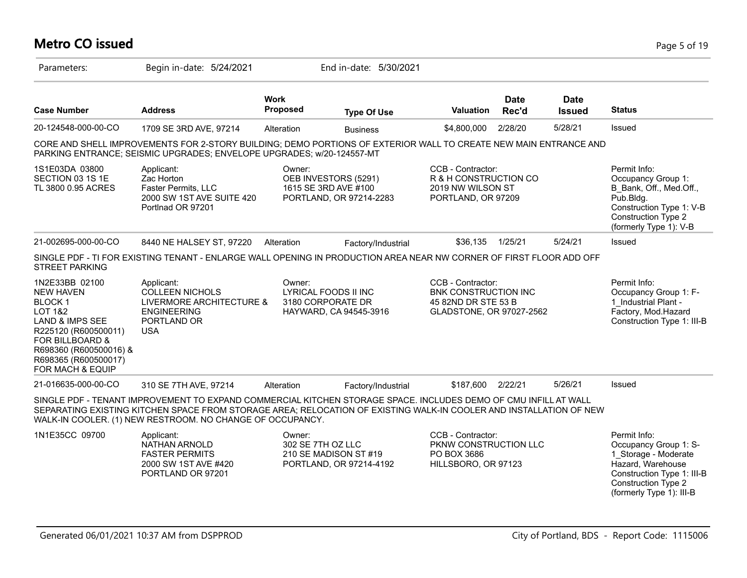# Metro CO issued

Parameters: Begin in-date: 5/24/2021 End in-date: 5/30/2021

| Case Number | Address | Work Proposed | Type Of Use | Valuation | Date Rec'd | Date Issued | Status |
|---|---|---|---|---|---|---|---|
| 20-124548-000-00-CO | 1709 SE 3RD AVE, 97214 | Alteration | Business | $4,800,000 | 2/28/20 | 5/28/21 | Issued |

CORE AND SHELL IMPROVEMENTS FOR 2-STORY BUILDING; DEMO PORTIONS OF EXTERIOR WALL TO CREATE NEW MAIN ENTRANCE AND PARKING ENTRANCE; SEISMIC UPGRADES; ENVELOPE UPGRADES; w/20-124557-MT

1S1E03DA 03800
SECTION 03 1S 1E
TL 3800 0.95 ACRES

Applicant:
Zac Horton
Faster Permits, LLC
2000 SW 1ST AVE SUITE 420
Portlnad OR 97201

Owner:
OEB INVESTORS (5291)
1615 SE 3RD AVE #100
PORTLAND, OR 97214-2283

CCB - Contractor:
R & H CONSTRUCTION CO
2019 NW WILSON ST
PORTLAND, OR 97209

Permit Info:
Occupancy Group 1: B_Bank, Off., Med.Off., Pub.Bldg.
Construction Type 1: V-B
Construction Type 2 (formerly Type 1): V-B

| Case Number | Address | Work Proposed | Type Of Use | Valuation | Date Rec'd | Date Issued | Status |
|---|---|---|---|---|---|---|---|
| 21-002695-000-00-CO | 8440 NE HALSEY ST, 97220 | Alteration | Factory/Industrial | $36,135 | 1/25/21 | 5/24/21 | Issued |

SINGLE PDF - TI FOR EXISTING TENANT - ENLARGE WALL OPENING IN PRODUCTION AREA NEAR NW CORNER OF FIRST FLOOR ADD OFF STREET PARKING

1N2E33BB 02100
NEW HAVEN
BLOCK 1
LOT 1&2
LAND & IMPS SEE R225120 (R600500011) FOR BILLBOARD & R698360 (R600500016) & R698365 (R600500017) FOR MACH & EQUIP

Applicant:
COLLEEN NICHOLS
LIVERMORE ARCHITECTURE & ENGINEERING
PORTLAND OR
USA

Owner:
LYRICAL FOODS II INC
3180 CORPORATE DR
HAYWARD, CA 94545-3916

CCB - Contractor:
BNK CONSTRUCTION INC
45 82ND DR STE 53 B
GLADSTONE, OR 97027-2562

Permit Info:
Occupancy Group 1: F-1_Industrial Plant - Factory, Mod.Hazard
Construction Type 1: III-B

| Case Number | Address | Work Proposed | Type Of Use | Valuation | Date Rec'd | Date Issued | Status |
|---|---|---|---|---|---|---|---|
| 21-016635-000-00-CO | 310 SE 7TH AVE, 97214 | Alteration | Factory/Industrial | $187,600 | 2/22/21 | 5/26/21 | Issued |

SINGLE PDF - TENANT IMPROVEMENT TO EXPAND COMMERCIAL KITCHEN STORAGE SPACE. INCLUDES DEMO OF CMU INFILL AT WALL SEPARATING EXISTING KITCHEN SPACE FROM STORAGE AREA; RELOCATION OF EXISTING WALK-IN COOLER AND INSTALLATION OF NEW WALK-IN COOLER. (1) NEW RESTROOM. NO CHANGE OF OCCUPANCY.

1N1E35CC 09700

Applicant:
NATHAN ARNOLD
FASTER PERMITS
2000 SW 1ST AVE #420
PORTLAND OR 97201

Owner:
302 SE 7TH OZ LLC
210 SE MADISON ST #19
PORTLAND, OR 97214-4192

CCB - Contractor:
PKNW CONSTRUCTION LLC
PO BOX 3686
HILLSBORO, OR 97123

Permit Info:
Occupancy Group 1: S-1_Storage - Moderate Hazard, Warehouse
Construction Type 1: III-B
Construction Type 2 (formerly Type 1): III-B

Generated 06/01/2021 10:37 AM from DSPPROD

City of Portland, BDS - Report Code: 1115006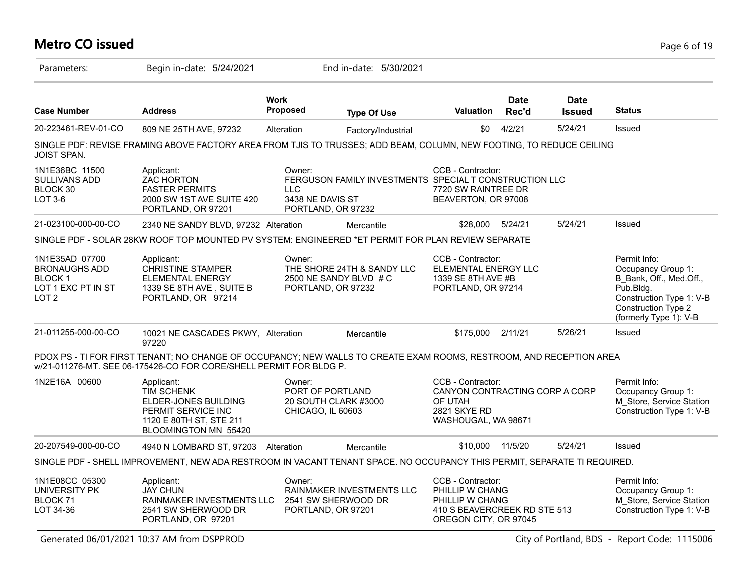# Metro CO issued

Parameters: Begin in-date: 5/24/2021 End in-date: 5/30/2021

| Case Number | Address | Work Proposed | Type Of Use | Valuation | Date Rec'd | Date Issued | Status |
|---|---|---|---|---|---|---|---|
| 20-223461-REV-01-CO | 809 NE 25TH AVE, 97232 | Alteration | Factory/Industrial | $0 | 4/2/21 | 5/24/21 | Issued |

SINGLE PDF: REVISE FRAMING ABOVE FACTORY AREA FROM TJIS TO TRUSSES; ADD BEAM, COLUMN, NEW FOOTING, TO REDUCE CEILING JOIST SPAN.

| Legal Description | Applicant | Owner | CCB - Contractor | Permit Info |
|---|---|---|---|---|
| 1N1E36BC 11500<br>SULLIVANS ADD<br>BLOCK 30<br>LOT 3-6 | Applicant:<br>ZAC HORTON<br>FASTER PERMITS<br>2000 SW 1ST AVE SUITE 420<br>PORTLAND, OR 97201 | Owner:<br>FERGUSON FAMILY INVESTMENTS LLC<br>3438 NE DAVIS ST<br>PORTLAND, OR 97232 | CCB - Contractor:<br>SPECIAL T CONSTRUCTION LLC<br>7720 SW RAINTREE DR<br>BEAVERTON, OR 97008 | |

| Case Number | Address | Work Proposed | Type Of Use | Valuation | Date Rec'd | Date Issued | Status |
|---|---|---|---|---|---|---|---|
| 21-023100-000-00-CO | 2340 NE SANDY BLVD, 97232 | Alteration | Mercantile | $28,000 | 5/24/21 | 5/24/21 | Issued |

SINGLE PDF - SOLAR 28KW ROOF TOP MOUNTED PV SYSTEM: ENGINEERED *ET PERMIT FOR PLAN REVIEW SEPARATE

| Legal Description | Applicant | Owner | CCB - Contractor | Permit Info |
|---|---|---|---|---|
| 1N1E35AD 07700<br>BRONAUGHS ADD<br>BLOCK 1<br>LOT 1 EXC PT IN ST<br>LOT 2 | Applicant:<br>CHRISTINE STAMPER<br>ELEMENTAL ENERGY<br>1339 SE 8TH AVE , SUITE B<br>PORTLAND, OR 97214 | Owner:<br>THE SHORE 24TH & SANDY LLC<br>2500 NE SANDY BLVD # C<br>PORTLAND, OR 97232 | CCB - Contractor:<br>ELEMENTAL ENERGY LLC<br>1339 SE 8TH AVE #B<br>PORTLAND, OR 97214 | Permit Info:<br>Occupancy Group 1: B_Bank, Off., Med.Off., Pub.Bldg.<br>Construction Type 1: V-B<br>Construction Type 2 (formerly Type 1): V-B |

| Case Number | Address | Work Proposed | Type Of Use | Valuation | Date Rec'd | Date Issued | Status |
|---|---|---|---|---|---|---|---|
| 21-011255-000-00-CO | 10021 NE CASCADES PKWY, 97220 | Alteration | Mercantile | $175,000 | 2/11/21 | 5/26/21 | Issued |

PDOX PS - TI FOR FIRST TENANT; NO CHANGE OF OCCUPANCY; NEW WALLS TO CREATE EXAM ROOMS, RESTROOM, AND RECEPTION AREA w/21-011276-MT. SEE 06-175426-CO FOR CORE/SHELL PERMIT FOR BLDG P.

| Legal Description | Applicant | Owner | CCB - Contractor | Permit Info |
|---|---|---|---|---|
| 1N2E16A 00600 | Applicant:<br>TIM SCHENK<br>ELDER-JONES BUILDING PERMIT SERVICE INC<br>1120 E 80TH ST, STE 211<br>BLOOMINGTON MN 55420 | Owner:<br>PORT OF PORTLAND<br>20 SOUTH CLARK #3000<br>CHICAGO, IL 60603 | CCB - Contractor:<br>CANYON CONTRACTING CORP A CORP OF UTAH<br>2821 SKYE RD<br>WASHOUGAL, WA 98671 | Permit Info:<br>Occupancy Group 1: M_Store, Service Station<br>Construction Type 1: V-B |

| Case Number | Address | Work Proposed | Type Of Use | Valuation | Date Rec'd | Date Issued | Status |
|---|---|---|---|---|---|---|---|
| 20-207549-000-00-CO | 4940 N LOMBARD ST, 97203 | Alteration | Mercantile | $10,000 | 11/5/20 | 5/24/21 | Issued |

SINGLE PDF - SHELL IMPROVEMENT, NEW ADA RESTROOM IN VACANT TENANT SPACE. NO OCCUPANCY THIS PERMIT, SEPARATE TI REQUIRED.

| Legal Description | Applicant | Owner | CCB - Contractor | Permit Info |
|---|---|---|---|---|
| 1N1E08CC 05300<br>UNIVERSITY PK<br>BLOCK 71<br>LOT 34-36 | Applicant:<br>JAY CHUN<br>RAINMAKER INVESTMENTS LLC<br>2541 SW SHERWOOD DR<br>PORTLAND, OR 97201 | Owner:<br>RAINMAKER INVESTMENTS LLC<br>2541 SW SHERWOOD DR<br>PORTLAND, OR 97201 | CCB - Contractor:<br>PHILLIP W CHANG<br>PHILLIP W CHANG<br>410 S BEAVERCREEK RD STE 513<br>OREGON CITY, OR 97045 | Permit Info:<br>Occupancy Group 1: M_Store, Service Station<br>Construction Type 1: V-B |

Generated 06/01/2021 10:37 AM from DSPPROD

City of Portland, BDS - Report Code: 1115006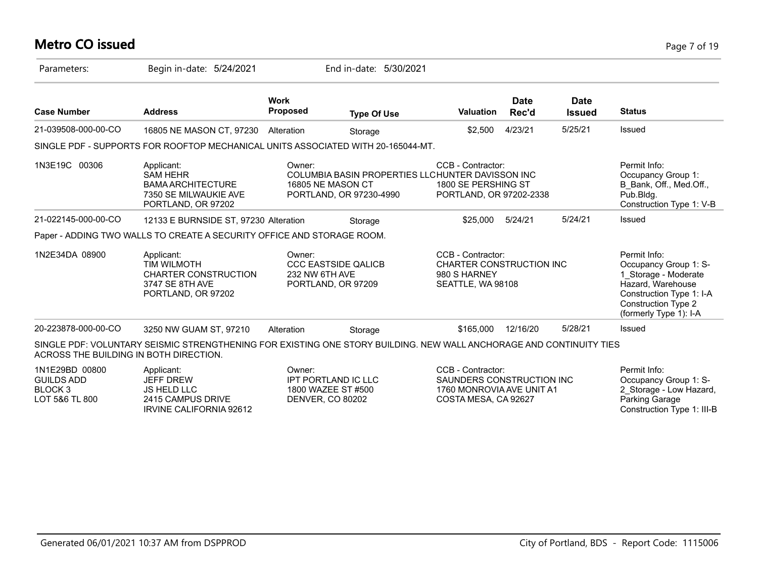# Metro CO issued

Parameters: Begin in-date: 5/24/2021 End in-date: 5/30/2021

| Case Number | Address | Work Proposed | Type Of Use | Valuation | Date Rec'd | Date Issued | Status |
|---|---|---|---|---|---|---|---|
| 21-039508-000-00-CO | 16805 NE MASON CT, 97230 | Alteration | Storage | $2,500 | 4/23/21 | 5/25/21 | Issued |
| SINGLE PDF - SUPPORTS FOR ROOFTOP MECHANICAL UNITS ASSOCIATED WITH 20-165044-MT. | | | | | | | |
| 1N3E19C 00306 | Applicant: SAM HEHR BAMA ARCHITECTURE 7350 SE MILWAUKIE AVE PORTLAND, OR 97202 | Owner: COLUMBIA BASIN PROPERTIES LLC 16805 NE MASON CT PORTLAND, OR 97230-4990 | | CCB - Contractor: HUNTER DAVISSON INC 1800 SE PERSHING ST PORTLAND, OR 97202-2338 | | | Permit Info: Occupancy Group 1: B_Bank, Off., Med.Off., Pub.Bldg. Construction Type 1: V-B |
| 21-022145-000-00-CO | 12133 E BURNSIDE ST, 97230 | Alteration | Storage | $25,000 | 5/24/21 | 5/24/21 | Issued |
| Paper - ADDING TWO WALLS TO CREATE A SECURITY OFFICE AND STORAGE ROOM. | | | | | | | |
| 1N2E34DA 08900 | Applicant: TIM WILMOTH CHARTER CONSTRUCTION 3747 SE 8TH AVE PORTLAND, OR 97202 | Owner: CCC EASTSIDE QALICB 232 NW 6TH AVE PORTLAND, OR 97209 | | CCB - Contractor: CHARTER CONSTRUCTION INC 980 S HARNEY SEATTLE, WA 98108 | | | Permit Info: Occupancy Group 1: S-1_Storage - Moderate Hazard, Warehouse Construction Type 1: I-A Construction Type 2 (formerly Type 1): I-A |
| 20-223878-000-00-CO | 3250 NW GUAM ST, 97210 | Alteration | Storage | $165,000 | 12/16/20 | 5/28/21 | Issued |
| SINGLE PDF: VOLUNTARY SEISMIC STRENGTHENING FOR EXISTING ONE STORY BUILDING. NEW WALL ANCHORAGE AND CONTINUITY TIES ACROSS THE BUILDING IN BOTH DIRECTION. | | | | | | | |
| 1N1E29BD 00800 GUILDS ADD BLOCK 3 LOT 5&6 TL 800 | Applicant: JEFF DREW JS HELD LLC 2415 CAMPUS DRIVE IRVINE CALIFORNIA 92612 | Owner: IPT PORTLAND IC LLC 1800 WAZEE ST #500 DENVER, CO 80202 | | CCB - Contractor: SAUNDERS CONSTRUCTION INC 1760 MONROVIA AVE UNIT A1 COSTA MESA, CA 92627 | | | Permit Info: Occupancy Group 1: S-2_Storage - Low Hazard, Parking Garage Construction Type 1: III-B |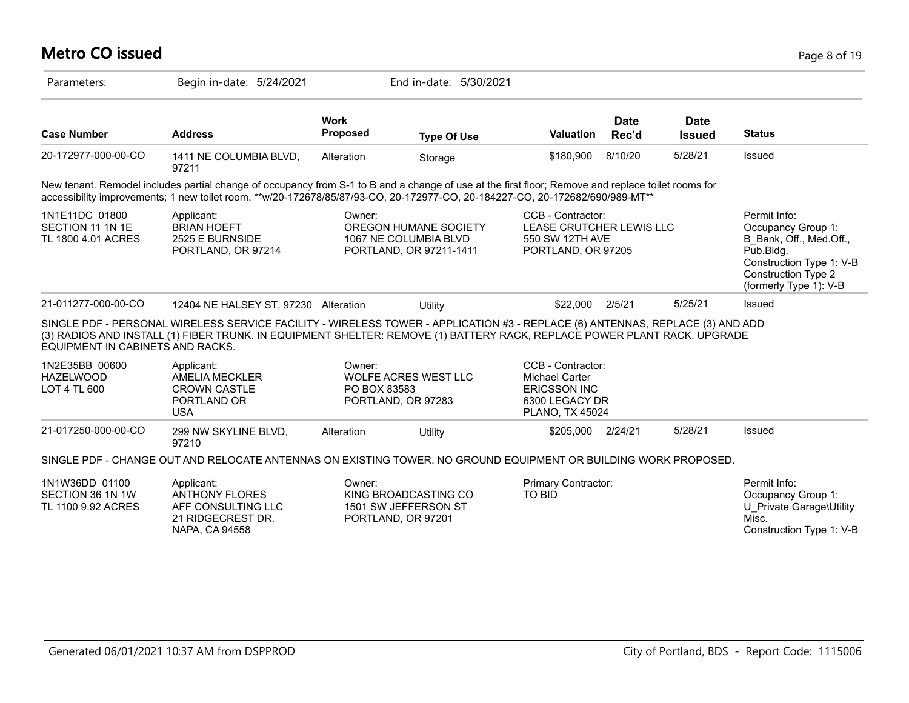# Metro CO issued

Parameters: Begin in-date: 5/24/2021 End in-date: 5/30/2021

| Case Number | Address | Work Proposed | Type Of Use | Valuation | Date Rec'd | Date Issued | Status |
|---|---|---|---|---|---|---|---|
| 20-172977-000-00-CO | 1411 NE COLUMBIA BLVD, 97211 | Alteration | Storage | $180,900 | 8/10/20 | 5/28/21 | Issued |

New tenant. Remodel includes partial change of occupancy from S-1 to B and a change of use at the first floor; Remove and replace toilet rooms for accessibility improvements; 1 new toilet room. **w/20-172678/85/87/93-CO, 20-172977-CO, 20-184227-CO, 20-172682/690/989-MT**

| | Applicant: | Owner: | CCB - Contractor: | Permit Info: |
|---|---|---|---|---|
| 1N1E11DC 01800<br>SECTION 11 1N 1E<br>TL 1800 4.01 ACRES | BRIAN HOEFT<br>2525 E BURNSIDE<br>PORTLAND, OR 97214 | OREGON HUMANE SOCIETY<br>1067 NE COLUMBIA BLVD<br>PORTLAND, OR 97211-1411 | LEASE CRUTCHER LEWIS LLC<br>550 SW 12TH AVE<br>PORTLAND, OR 97205 | Occupancy Group 1: B_Bank, Off., Med.Off., Pub.Bldg.<br>Construction Type 1: V-B<br>Construction Type 2 (formerly Type 1): V-B |

| Case Number | Address | Work Proposed | Type Of Use | Valuation | Date Rec'd | Date Issued | Status |
|---|---|---|---|---|---|---|---|
| 21-011277-000-00-CO | 12404 NE HALSEY ST, 97230 | Alteration | Utility | $22,000 | 2/5/21 | 5/25/21 | Issued |

SINGLE PDF - PERSONAL WIRELESS SERVICE FACILITY - WIRELESS TOWER - APPLICATION #3 - REPLACE (6) ANTENNAS, REPLACE (3) AND ADD (3) RADIOS AND INSTALL (1) FIBER TRUNK. IN EQUIPMENT SHELTER: REMOVE (1) BATTERY RACK, REPLACE POWER PLANT RACK. UPGRADE EQUIPMENT IN CABINETS AND RACKS.

| | Applicant: | Owner: | CCB - Contractor: |
|---|---|---|---|
| 1N2E35BB 00600<br>HAZELWOOD<br>LOT 4 TL 600 | AMELIA MECKLER<br>CROWN CASTLE<br>PORTLAND OR<br>USA | WOLFE ACRES WEST LLC<br>PO BOX 83583<br>PORTLAND, OR 97283 | Michael Carter<br>ERICSSON INC<br>6300 LEGACY DR<br>PLANO, TX 45024 |

| Case Number | Address | Work Proposed | Type Of Use | Valuation | Date Rec'd | Date Issued | Status |
|---|---|---|---|---|---|---|---|
| 21-017250-000-00-CO | 299 NW SKYLINE BLVD, 97210 | Alteration | Utility | $205,000 | 2/24/21 | 5/28/21 | Issued |

SINGLE PDF - CHANGE OUT AND RELOCATE ANTENNAS ON EXISTING TOWER. NO GROUND EQUIPMENT OR BUILDING WORK PROPOSED.

| | Applicant: | Owner: | Primary Contractor: | Permit Info: |
|---|---|---|---|---|
| 1N1W36DD 01100<br>SECTION 36 1N 1W<br>TL 1100 9.92 ACRES | ANTHONY FLORES<br>AFF CONSULTING LLC<br>21 RIDGECREST DR.<br>NAPA, CA 94558 | KING BROADCASTING CO<br>1501 SW JEFFERSON ST<br>PORTLAND, OR 97201 | TO BID | Occupancy Group 1: U_Private Garage\Utility Misc.<br>Construction Type 1: V-B |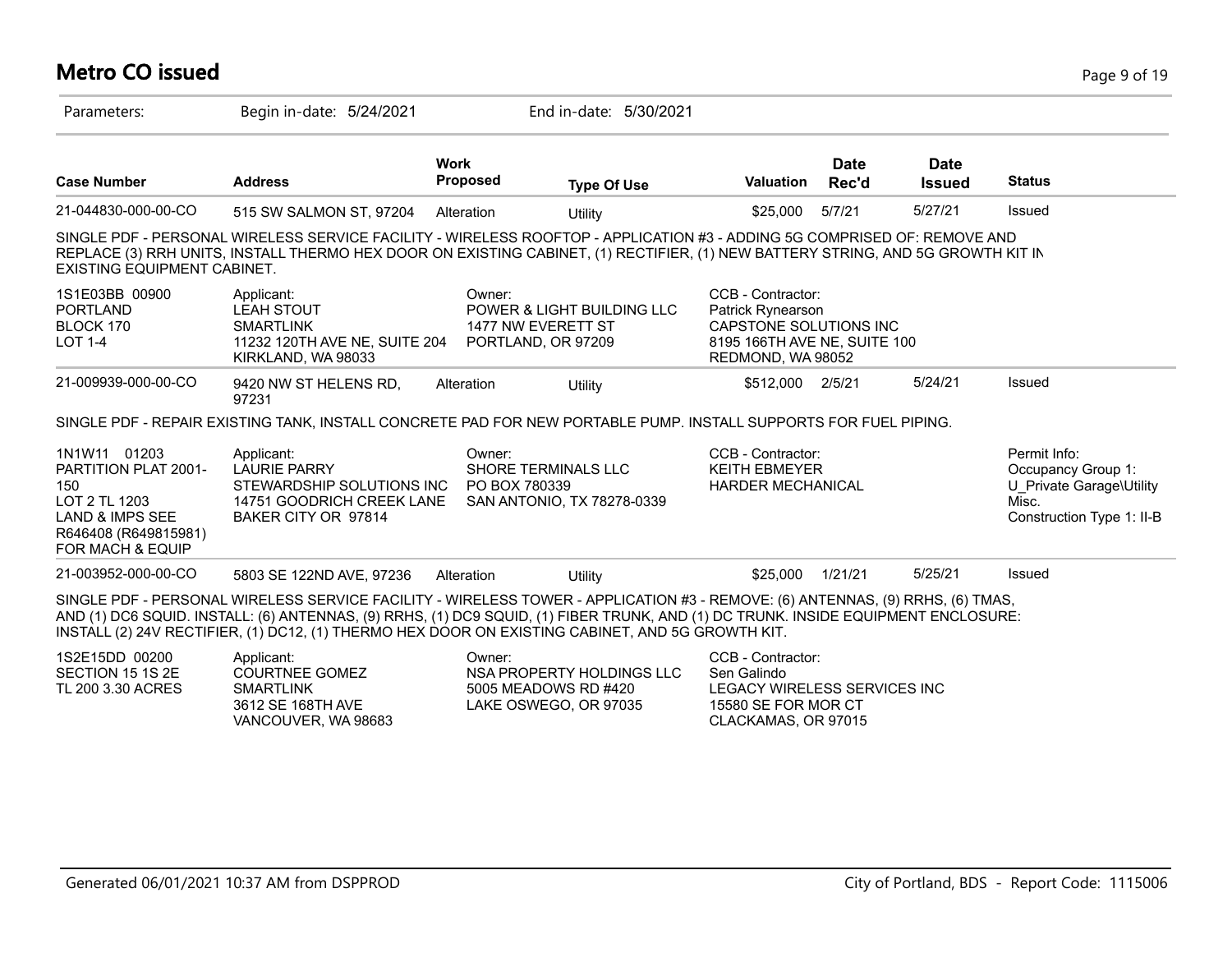# Metro CO issued

Parameters: Begin in-date: 5/24/2021 End in-date: 5/30/2021

| Case Number | Address | Work Proposed | Type Of Use | Valuation | Date Rec'd | Date Issued | Status |
|---|---|---|---|---|---|---|---|
| 21-044830-000-00-CO | 515 SW SALMON ST, 97204 | Alteration | Utility | $25,000 | 5/7/21 | 5/27/21 | Issued |

SINGLE PDF - PERSONAL WIRELESS SERVICE FACILITY - WIRELESS ROOFTOP - APPLICATION #3 - ADDING 5G COMPRISED OF: REMOVE AND REPLACE (3) RRH UNITS, INSTALL THERMO HEX DOOR ON EXISTING CABINET, (1) RECTIFIER, (1) NEW BATTERY STRING, AND 5G GROWTH KIT IN EXISTING EQUIPMENT CABINET.

| | | | |
|---|---|---|---|
| 1S1E03BB 00900<br>PORTLAND<br>BLOCK 170<br>LOT 1-4 | Applicant:<br>LEAH STOUT<br>SMARTLINK<br>11232 120TH AVE NE, SUITE 204<br>KIRKLAND, WA 98033 | Owner:<br>POWER & LIGHT BUILDING LLC<br>1477 NW EVERETT ST<br>PORTLAND, OR 97209 | CCB - Contractor:<br>Patrick Rynearson<br>CAPSTONE SOLUTIONS INC<br>8195 166TH AVE NE, SUITE 100<br>REDMOND, WA 98052 |

| Case Number | Address | Work Proposed | Type Of Use | Valuation | Date Rec'd | Date Issued | Status |
|---|---|---|---|---|---|---|---|
| 21-009939-000-00-CO | 9420 NW ST HELENS RD, 97231 | Alteration | Utility | $512,000 | 2/5/21 | 5/24/21 | Issued |

SINGLE PDF - REPAIR EXISTING TANK, INSTALL CONCRETE PAD FOR NEW PORTABLE PUMP. INSTALL SUPPORTS FOR FUEL PIPING.

| | | | | |
|---|---|---|---|---|
| 1N1W11 01203<br>PARTITION PLAT 2001-150<br>LOT 2 TL 1203<br>LAND & IMPS SEE R646408 (R649815981) FOR MACH & EQUIP | Applicant:<br>LAURIE PARRY<br>STEWARDSHIP SOLUTIONS INC<br>14751 GOODRICH CREEK LANE<br>BAKER CITY OR 97814 | Owner:<br>SHORE TERMINALS LLC<br>PO BOX 780339<br>SAN ANTONIO, TX 78278-0339 | CCB - Contractor:<br>KEITH EBMEYER<br>HARDER MECHANICAL | Permit Info:<br>Occupancy Group 1: U_Private Garage\Utility Misc.<br>Construction Type 1: II-B |

| Case Number | Address | Work Proposed | Type Of Use | Valuation | Date Rec'd | Date Issued | Status |
|---|---|---|---|---|---|---|---|
| 21-003952-000-00-CO | 5803 SE 122ND AVE, 97236 | Alteration | Utility | $25,000 | 1/21/21 | 5/25/21 | Issued |

SINGLE PDF - PERSONAL WIRELESS SERVICE FACILITY - WIRELESS TOWER - APPLICATION #3 - REMOVE: (6) ANTENNAS, (9) RRHS, (6) TMAS, AND (1) DC6 SQUID. INSTALL: (6) ANTENNAS, (9) RRHS, (1) DC9 SQUID, (1) FIBER TRUNK, AND (1) DC TRUNK. INSIDE EQUIPMENT ENCLOSURE: INSTALL (2) 24V RECTIFIER, (1) DC12, (1) THERMO HEX DOOR ON EXISTING CABINET, AND 5G GROWTH KIT.

| | | | |
|---|---|---|---|
| 1S2E15DD 00200<br>SECTION 15 1S 2E<br>TL 200 3.30 ACRES | Applicant:<br>COURTNEE GOMEZ<br>SMARTLINK<br>3612 SE 168TH AVE<br>VANCOUVER, WA 98683 | Owner:<br>NSA PROPERTY HOLDINGS LLC<br>5005 MEADOWS RD #420<br>LAKE OSWEGO, OR 97035 | CCB - Contractor:<br>Sen Galindo<br>LEGACY WIRELESS SERVICES INC<br>15580 SE FOR MOR CT<br>CLACKAMAS, OR 97015 |

Generated 06/01/2021 10:37 AM from DSPPROD — City of Portland, BDS - Report Code: 1115006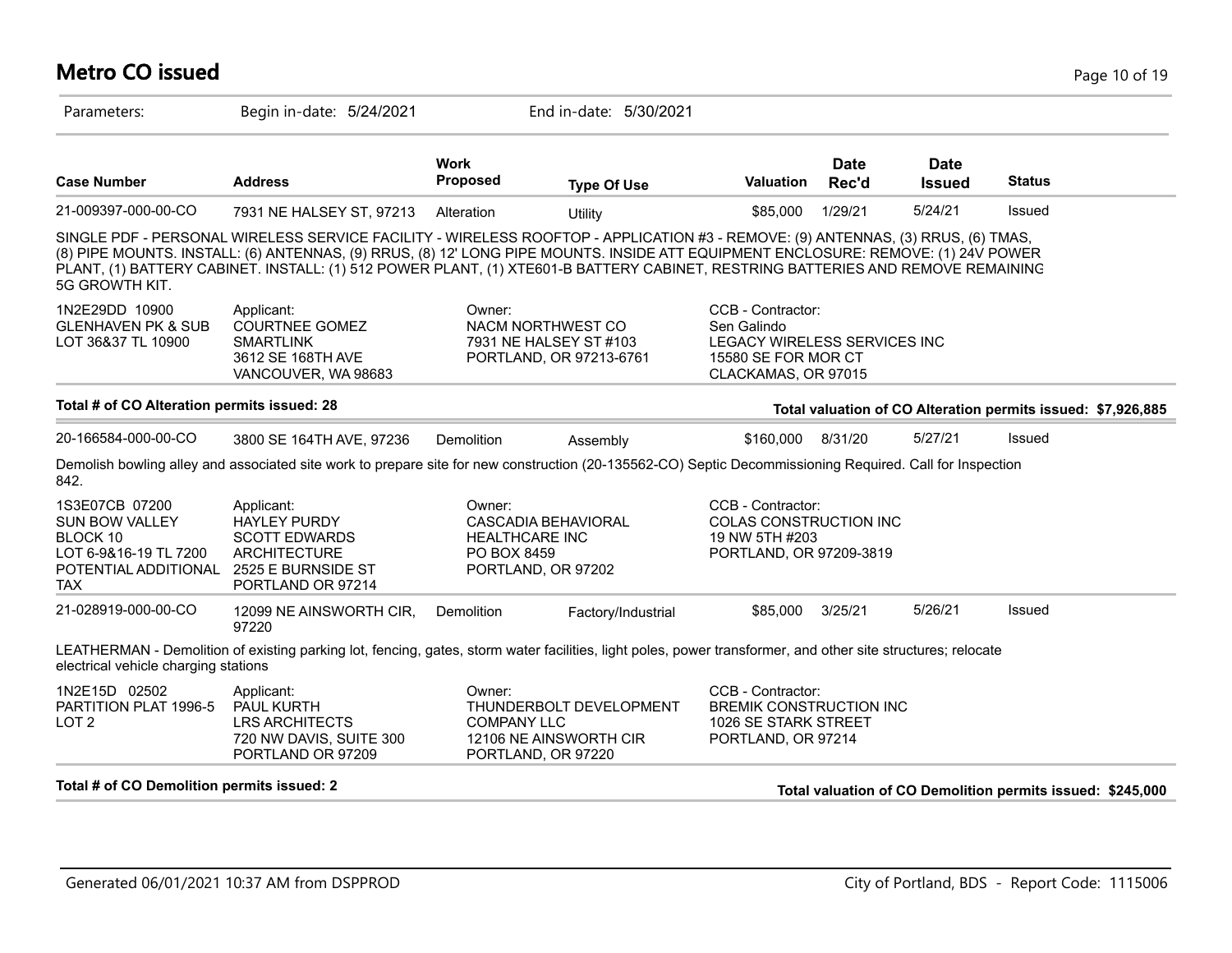# Metro CO issued

Parameters: Begin in-date: 5/24/2021 End in-date: 5/30/2021

| Case Number | Address | Work Proposed | Type Of Use | Valuation | Date Rec'd | Date Issued | Status |
|---|---|---|---|---|---|---|---|
| 21-009397-000-00-CO | 7931 NE HALSEY ST, 97213 | Alteration | Utility | $85,000 | 1/29/21 | 5/24/21 | Issued |

SINGLE PDF - PERSONAL WIRELESS SERVICE FACILITY - WIRELESS ROOFTOP - APPLICATION #3 - REMOVE: (9) ANTENNAS, (3) RRUS, (6) TMAS, (8) PIPE MOUNTS. INSTALL: (6) ANTENNAS, (9) RRUS, (8) 12' LONG PIPE MOUNTS. INSIDE ATT EQUIPMENT ENCLOSURE: REMOVE: (1) 24V POWER PLANT, (1) BATTERY CABINET. INSTALL: (1) 512 POWER PLANT, (1) XTE601-B BATTERY CABINET, RESTRING BATTERIES AND REMOVE REMAINING 5G GROWTH KIT.

1N2E29DD 10900
GLENHAVEN PK & SUB
LOT 36&37 TL 10900

Applicant:
COURTNEE GOMEZ
SMARTLINK
3612 SE 168TH AVE
VANCOUVER, WA 98683

Owner:
NACM NORTHWEST CO
7931 NE HALSEY ST #103
PORTLAND, OR 97213-6761

CCB - Contractor:
Sen Galindo
LEGACY WIRELESS SERVICES INC
15580 SE FOR MOR CT
CLACKAMAS, OR 97015

**Total # of CO Alteration permits issued: 28** — **Total valuation of CO Alteration permits issued: $7,926,885**

| Case Number | Address | Work Proposed | Type Of Use | Valuation | Date Rec'd | Date Issued | Status |
|---|---|---|---|---|---|---|---|
| 20-166584-000-00-CO | 3800 SE 164TH AVE, 97236 | Demolition | Assembly | $160,000 | 8/31/20 | 5/27/21 | Issued |

Demolish bowling alley and associated site work to prepare site for new construction (20-135562-CO) Septic Decommissioning Required. Call for Inspection 842.

1S3E07CB 07200
SUN BOW VALLEY
BLOCK 10
LOT 6-9&16-19 TL 7200
POTENTIAL ADDITIONAL TAX

Applicant:
HAYLEY PURDY
SCOTT EDWARDS ARCHITECTURE
2525 E BURNSIDE ST
PORTLAND OR 97214

Owner:
CASCADIA BEHAVIORAL HEALTHCARE INC
PO BOX 8459
PORTLAND, OR 97202

CCB - Contractor:
COLAS CONSTRUCTION INC
19 NW 5TH #203
PORTLAND, OR 97209-3819

| Case Number | Address | Work Proposed | Type Of Use | Valuation | Date Rec'd | Date Issued | Status |
|---|---|---|---|---|---|---|---|
| 21-028919-000-00-CO | 12099 NE AINSWORTH CIR, 97220 | Demolition | Factory/Industrial | $85,000 | 3/25/21 | 5/26/21 | Issued |

LEATHERMAN - Demolition of existing parking lot, fencing, gates, storm water facilities, light poles, power transformer, and other site structures; relocate electrical vehicle charging stations

1N2E15D 02502
PARTITION PLAT 1996-5
LOT 2

Applicant:
PAUL KURTH
LRS ARCHITECTS
720 NW DAVIS, SUITE 300
PORTLAND OR 97209

Owner:
THUNDERBOLT DEVELOPMENT COMPANY LLC
12106 NE AINSWORTH CIR
PORTLAND, OR 97220

CCB - Contractor:
BREMIK CONSTRUCTION INC
1026 SE STARK STREET
PORTLAND, OR 97214

**Total # of CO Demolition permits issued: 2** — **Total valuation of CO Demolition permits issued: $245,000**

Generated 06/01/2021 10:37 AM from DSPPROD — City of Portland, BDS - Report Code: 1115006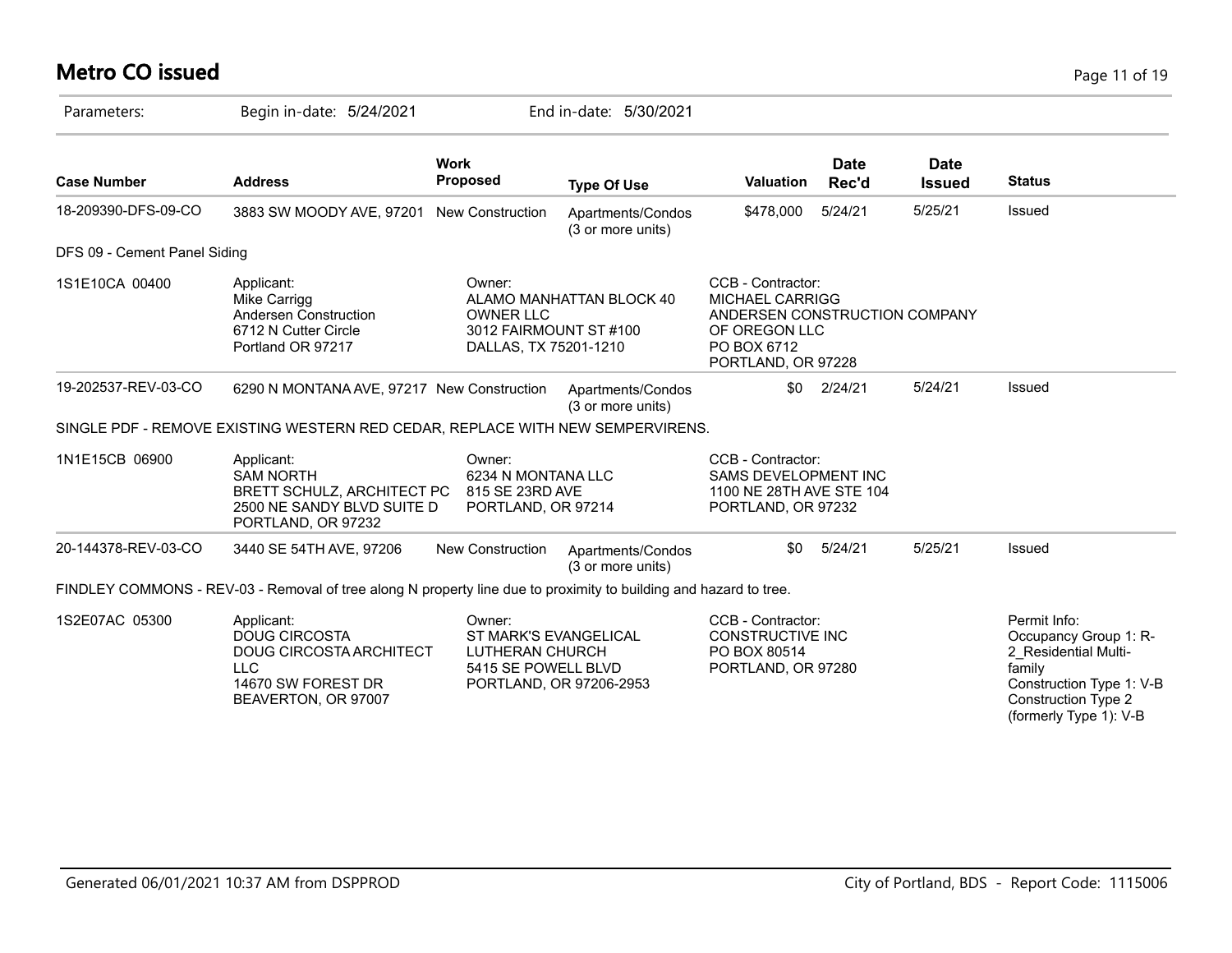# Metro CO issued

Parameters: Begin in-date: 5/24/2021 End in-date: 5/30/2021

| Case Number | Address | Work Proposed | Type Of Use | Valuation | Date Rec'd | Date Issued | Status |
|---|---|---|---|---|---|---|---|
| 18-209390-DFS-09-CO | 3883 SW MOODY AVE, 97201 | New Construction | Apartments/Condos (3 or more units) | $478,000 | 5/24/21 | 5/25/21 | Issued |

DFS 09 - Cement Panel Siding

| | | | |
|---|---|---|---|
| 1S1E10CA 00400 | Applicant:<br>Mike Carrigg<br>Andersen Construction<br>6712 N Cutter Circle<br>Portland OR 97217 | Owner:<br>ALAMO MANHATTAN BLOCK 40 OWNER LLC<br>3012 FAIRMOUNT ST #100<br>DALLAS, TX 75201-1210 | CCB - Contractor:<br>MICHAEL CARRIGG<br>ANDERSEN CONSTRUCTION COMPANY OF OREGON LLC<br>PO BOX 6712<br>PORTLAND, OR 97228 |

| Case Number | Address | Work Proposed | Type Of Use | Valuation | Date Rec'd | Date Issued | Status |
|---|---|---|---|---|---|---|---|
| 19-202537-REV-03-CO | 6290 N MONTANA AVE, 97217 | New Construction | Apartments/Condos (3 or more units) | $0 | 2/24/21 | 5/24/21 | Issued |

SINGLE PDF - REMOVE EXISTING WESTERN RED CEDAR, REPLACE WITH NEW SEMPERVIRENS.

| | | | |
|---|---|---|---|
| 1N1E15CB 06900 | Applicant:<br>SAM NORTH<br>BRETT SCHULZ, ARCHITECT PC<br>2500 NE SANDY BLVD SUITE D<br>PORTLAND, OR 97232 | Owner:<br>6234 N MONTANA LLC<br>815 SE 23RD AVE<br>PORTLAND, OR 97214 | CCB - Contractor:<br>SAMS DEVELOPMENT INC<br>1100 NE 28TH AVE STE 104<br>PORTLAND, OR 97232 |

| Case Number | Address | Work Proposed | Type Of Use | Valuation | Date Rec'd | Date Issued | Status |
|---|---|---|---|---|---|---|---|
| 20-144378-REV-03-CO | 3440 SE 54TH AVE, 97206 | New Construction | Apartments/Condos (3 or more units) | $0 | 5/24/21 | 5/25/21 | Issued |

FINDLEY COMMONS - REV-03 - Removal of tree along N property line due to proximity to building and hazard to tree.

| | | | | |
|---|---|---|---|---|
| 1S2E07AC 05300 | Applicant:<br>DOUG CIRCOSTA<br>DOUG CIRCOSTA ARCHITECT LLC<br>14670 SW FOREST DR<br>BEAVERTON, OR 97007 | Owner:<br>ST MARK'S EVANGELICAL LUTHERAN CHURCH<br>5415 SE POWELL BLVD<br>PORTLAND, OR 97206-2953 | CCB - Contractor:<br>CONSTRUCTIVE INC<br>PO BOX 80514<br>PORTLAND, OR 97280 | Permit Info:<br>Occupancy Group 1: R-2_Residential Multi-family<br>Construction Type 1: V-B<br>Construction Type 2 (formerly Type 1): V-B |

Generated 06/01/2021 10:37 AM from DSPPROD City of Portland, BDS - Report Code: 1115006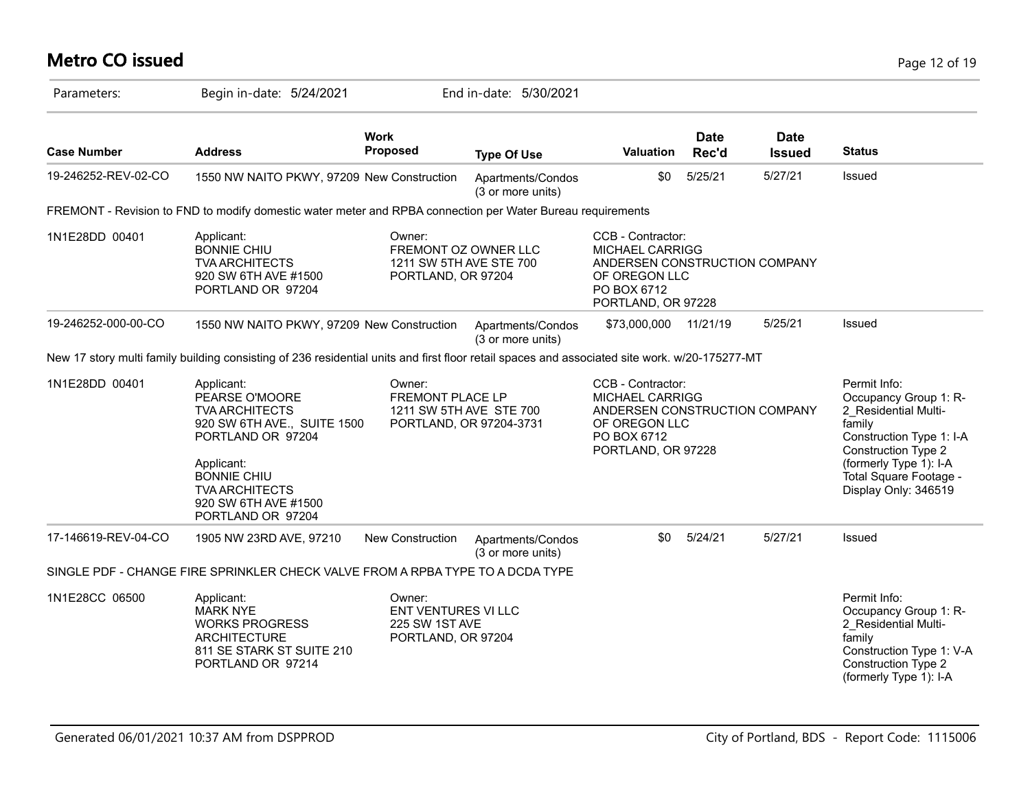# Metro CO issued

Parameters: Begin in-date: 5/24/2021 End in-date: 5/30/2021

| Case Number | Address | Work Proposed | Type Of Use | Valuation | Date Rec'd | Date Issued | Status |
|---|---|---|---|---|---|---|---|
| 19-246252-REV-02-CO | 1550 NW NAITO PKWY, 97209 | New Construction | Apartments/Condos (3 or more units) | $0 | 5/25/21 | 5/27/21 | Issued |

FREMONT - Revision to FND to modify domestic water meter and RPBA connection per Water Bureau requirements

| | | | | |
|---|---|---|---|---|
| 1N1E28DD 00401 | Applicant:<br>BONNIE CHIU<br>TVA ARCHITECTS<br>920 SW 6TH AVE #1500<br>PORTLAND OR 97204 | Owner:<br>FREMONT OZ OWNER LLC<br>1211 SW 5TH AVE STE 700<br>PORTLAND, OR 97204 | CCB - Contractor:<br>MICHAEL CARRIGG<br>ANDERSEN CONSTRUCTION COMPANY OF OREGON LLC<br>PO BOX 6712<br>PORTLAND, OR 97228 | |

| Case Number | Address | Work Proposed | Type Of Use | Valuation | Date Rec'd | Date Issued | Status |
|---|---|---|---|---|---|---|---|
| 19-246252-000-00-CO | 1550 NW NAITO PKWY, 97209 | New Construction | Apartments/Condos (3 or more units) | $73,000,000 | 11/21/19 | 5/25/21 | Issued |

New 17 story multi family building consisting of 236 residential units and first floor retail spaces and associated site work. w/20-175277-MT

| | | | | |
|---|---|---|---|---|
| 1N1E28DD 00401 | Applicant:<br>PEARSE O'MOORE<br>TVA ARCHITECTS<br>920 SW 6TH AVE., SUITE 1500<br>PORTLAND OR 97204<br><br>Applicant:<br>BONNIE CHIU<br>TVA ARCHITECTS<br>920 SW 6TH AVE #1500<br>PORTLAND OR 97204 | Owner:<br>FREMONT PLACE LP<br>1211 SW 5TH AVE STE 700<br>PORTLAND, OR 97204-3731 | CCB - Contractor:<br>MICHAEL CARRIGG<br>ANDERSEN CONSTRUCTION COMPANY OF OREGON LLC<br>PO BOX 6712<br>PORTLAND, OR 97228 | Permit Info:<br>Occupancy Group 1: R-2_Residential Multi-family<br>Construction Type 1: I-A<br>Construction Type 2 (formerly Type 1): I-A<br>Total Square Footage - Display Only: 346519 |

| Case Number | Address | Work Proposed | Type Of Use | Valuation | Date Rec'd | Date Issued | Status |
|---|---|---|---|---|---|---|---|
| 17-146619-REV-04-CO | 1905 NW 23RD AVE, 97210 | New Construction | Apartments/Condos (3 or more units) | $0 | 5/24/21 | 5/27/21 | Issued |

SINGLE PDF - CHANGE FIRE SPRINKLER CHECK VALVE FROM A RPBA TYPE TO A DCDA TYPE

| | | | | |
|---|---|---|---|---|
| 1N1E28CC 06500 | Applicant:<br>MARK NYE<br>WORKS PROGRESS ARCHITECTURE<br>811 SE STARK ST SUITE 210<br>PORTLAND OR 97214 | Owner:<br>ENT VENTURES VI LLC<br>225 SW 1ST AVE<br>PORTLAND, OR 97204 | | Permit Info:<br>Occupancy Group 1: R-2_Residential Multi-family<br>Construction Type 1: V-A<br>Construction Type 2 (formerly Type 1): I-A |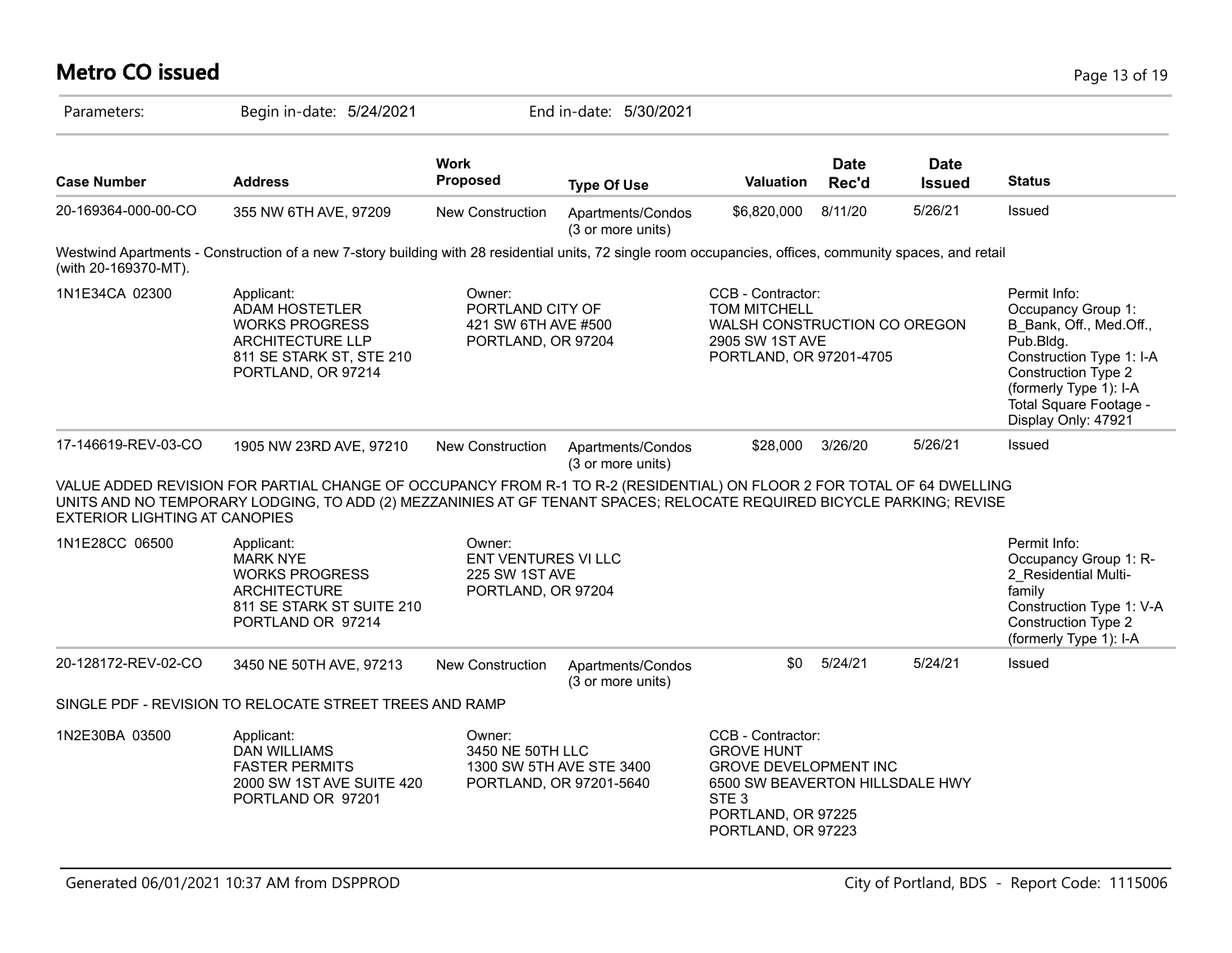# Metro CO issued

Parameters: Begin in-date: 5/24/2021 End in-date: 5/30/2021

| Case Number | Address | Work Proposed | Type Of Use | Valuation | Date Rec'd | Date Issued | Status |
|---|---|---|---|---|---|---|---|
| 20-169364-000-00-CO | 355 NW 6TH AVE, 97209 | New Construction | Apartments/Condos (3 or more units) | $6,820,000 | 8/11/20 | 5/26/21 | Issued |

Westwind Apartments - Construction of a new 7-story building with 28 residential units, 72 single room occupancies, offices, community spaces, and retail (with 20-169370-MT).

| | Applicant | Owner | CCB - Contractor | Permit Info |
|---|---|---|---|---|
| 1N1E34CA 02300 | ADAM HOSTETLER<br>WORKS PROGRESS ARCHITECTURE LLP<br>811 SE STARK ST, STE 210<br>PORTLAND, OR 97214 | PORTLAND CITY OF<br>421 SW 6TH AVE #500<br>PORTLAND, OR 97204 | TOM MITCHELL<br>WALSH CONSTRUCTION CO OREGON<br>2905 SW 1ST AVE<br>PORTLAND, OR 97201-4705 | Occupancy Group 1: B_Bank, Off., Med.Off., Pub.Bldg.<br>Construction Type 1: I-A<br>Construction Type 2 (formerly Type 1): I-A<br>Total Square Footage - Display Only: 47921 |

| Case Number | Address | Work Proposed | Type Of Use | Valuation | Date Rec'd | Date Issued | Status |
|---|---|---|---|---|---|---|---|
| 17-146619-REV-03-CO | 1905 NW 23RD AVE, 97210 | New Construction | Apartments/Condos (3 or more units) | $28,000 | 3/26/20 | 5/26/21 | Issued |

VALUE ADDED REVISION FOR PARTIAL CHANGE OF OCCUPANCY FROM R-1 TO R-2 (RESIDENTIAL) ON FLOOR 2 FOR TOTAL OF 64 DWELLING UNITS AND NO TEMPORARY LODGING, TO ADD (2) MEZZANINIES AT GF TENANT SPACES; RELOCATE REQUIRED BICYCLE PARKING; REVISE EXTERIOR LIGHTING AT CANOPIES

| | Applicant | Owner | Permit Info |
|---|---|---|---|
| 1N1E28CC 06500 | MARK NYE<br>WORKS PROGRESS ARCHITECTURE<br>811 SE STARK ST SUITE 210<br>PORTLAND OR 97214 | ENT VENTURES VI LLC<br>225 SW 1ST AVE<br>PORTLAND, OR 97204 | Occupancy Group 1: R-2_Residential Multi-family<br>Construction Type 1: V-A<br>Construction Type 2 (formerly Type 1): I-A |

| Case Number | Address | Work Proposed | Type Of Use | Valuation | Date Rec'd | Date Issued | Status |
|---|---|---|---|---|---|---|---|
| 20-128172-REV-02-CO | 3450 NE 50TH AVE, 97213 | New Construction | Apartments/Condos (3 or more units) | $0 | 5/24/21 | 5/24/21 | Issued |

SINGLE PDF - REVISION TO RELOCATE STREET TREES AND RAMP

| | Applicant | Owner | CCB - Contractor |
|---|---|---|---|
| 1N2E30BA 03500 | DAN WILLIAMS<br>FASTER PERMITS<br>2000 SW 1ST AVE SUITE 420<br>PORTLAND OR 97201 | 3450 NE 50TH LLC<br>1300 SW 5TH AVE STE 3400<br>PORTLAND, OR 97201-5640 | GROVE HUNT<br>GROVE DEVELOPMENT INC<br>6500 SW BEAVERTON HILLSDALE HWY<br>STE 3<br>PORTLAND, OR 97225<br>PORTLAND, OR 97223 |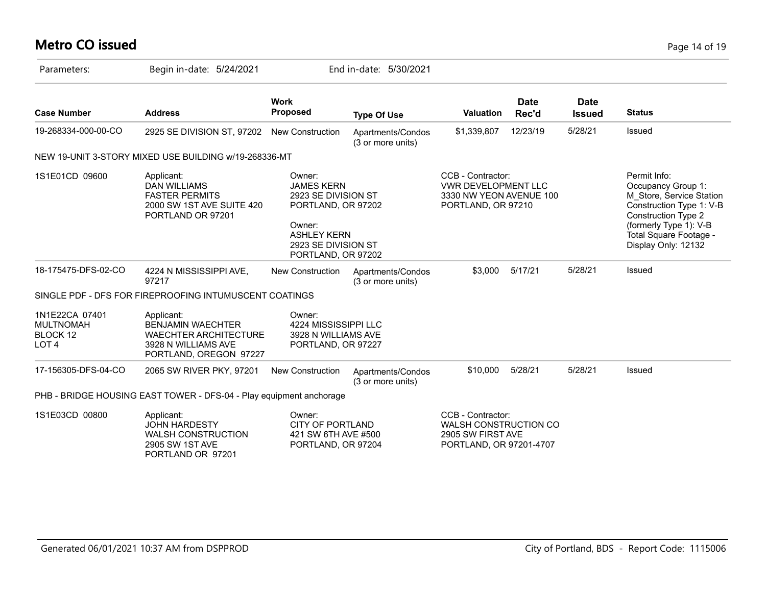# Metro CO issued

Parameters: Begin in-date: 5/24/2021 End in-date: 5/30/2021

| Case Number | Address | Work Proposed | Type Of Use | Valuation | Date Rec'd | Date Issued | Status |
|---|---|---|---|---|---|---|---|
| 19-268334-000-00-CO | 2925 SE DIVISION ST, 97202 | New Construction | Apartments/Condos (3 or more units) | $1,339,807 | 12/23/19 | 5/28/21 | Issued |
| NEW 19-UNIT 3-STORY MIXED USE BUILDING w/19-268336-MT | | | | | | | |
| 1S1E01CD 09600 | Applicant: DAN WILLIAMS FASTER PERMITS 2000 SW 1ST AVE SUITE 420 PORTLAND OR 97201 | Owner: JAMES KERN 2923 SE DIVISION ST PORTLAND, OR 97202 Owner: ASHLEY KERN 2923 SE DIVISION ST PORTLAND, OR 97202 | | CCB - Contractor: VWR DEVELOPMENT LLC 3330 NW YEON AVENUE 100 PORTLAND, OR 97210 | | | Permit Info: Occupancy Group 1: M_Store, Service Station Construction Type 1: V-B Construction Type 2 (formerly Type 1): V-B Total Square Footage - Display Only: 12132 |
| 18-175475-DFS-02-CO | 4224 N MISSISSIPPI AVE, 97217 | New Construction | Apartments/Condos (3 or more units) | $3,000 | 5/17/21 | 5/28/21 | Issued |
| SINGLE PDF - DFS FOR FIREPROOFING INTUMUSCENT COATINGS | | | | | | | |
| 1N1E22CA 07401 MULTNOMAH BLOCK 12 LOT 4 | Applicant: BENJAMIN WAECHTER WAECHTER ARCHITECTURE 3928 N WILLIAMS AVE PORTLAND, OREGON 97227 | Owner: 4224 MISSISSIPPI LLC 3928 N WILLIAMS AVE PORTLAND, OR 97227 | | | | | |
| 17-156305-DFS-04-CO | 2065 SW RIVER PKY, 97201 | New Construction | Apartments/Condos (3 or more units) | $10,000 | 5/28/21 | 5/28/21 | Issued |
| PHB - BRIDGE HOUSING EAST TOWER - DFS-04 - Play equipment anchorage | | | | | | | |
| 1S1E03CD 00800 | Applicant: JOHN HARDESTY WALSH CONSTRUCTION 2905 SW 1ST AVE PORTLAND OR 97201 | Owner: CITY OF PORTLAND 421 SW 6TH AVE #500 PORTLAND, OR 97204 | | CCB - Contractor: WALSH CONSTRUCTION CO 2905 SW FIRST AVE PORTLAND, OR 97201-4707 | | | |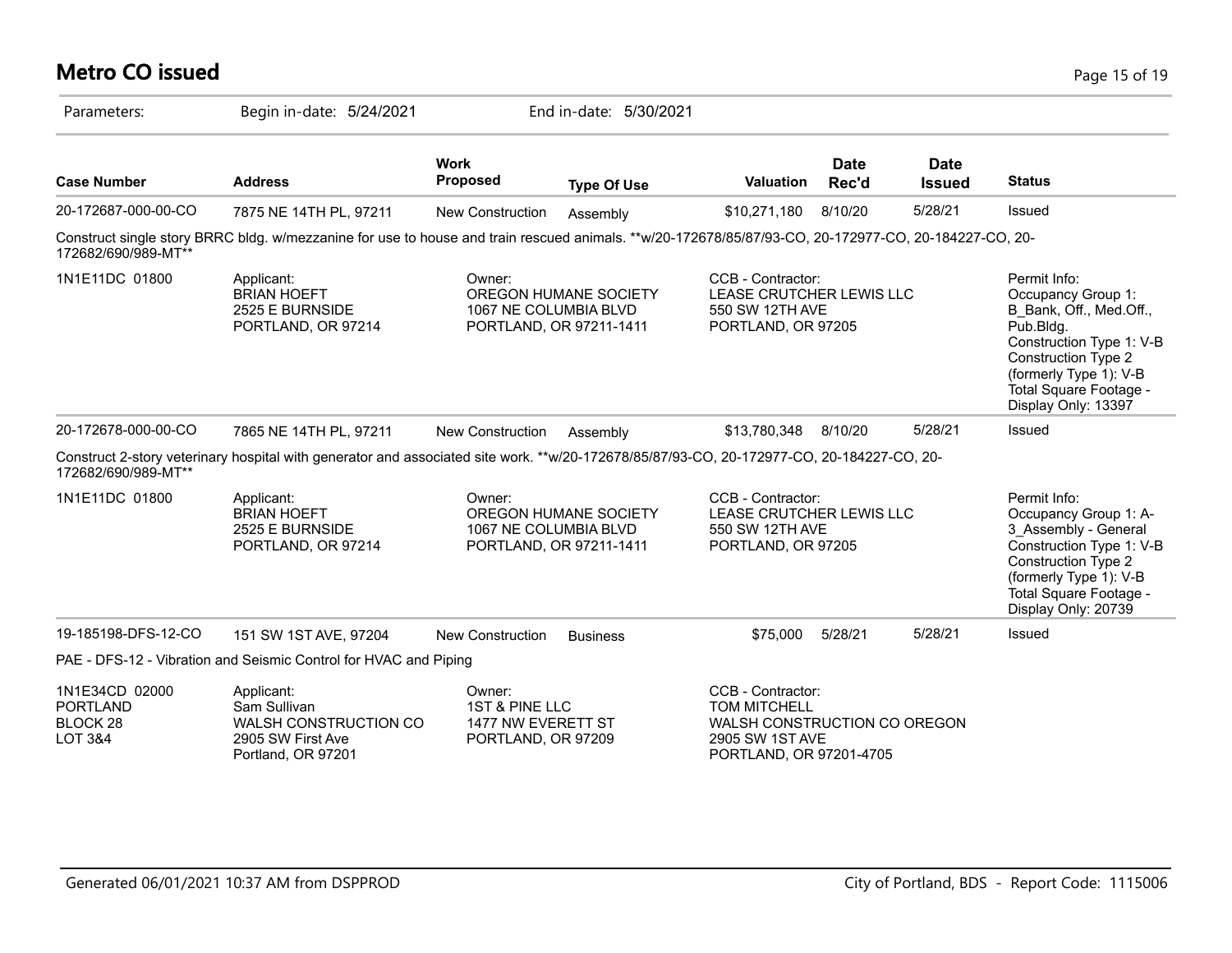# Metro CO issued

Parameters: Begin in-date: 5/24/2021 End in-date: 5/30/2021

| Case Number | Address | Work Proposed | Type Of Use | Valuation | Date Rec'd | Date Issued | Status |
|---|---|---|---|---|---|---|---|
| 20-172687-000-00-CO | 7875 NE 14TH PL, 97211 | New Construction | Assembly | $10,271,180 | 8/10/20 | 5/28/21 | Issued |

Construct single story BRRC bldg. w/mezzanine for use to house and train rescued animals. **w/20-172678/85/87/93-CO, 20-172977-CO, 20-184227-CO, 20-172682/690/989-MT**

| | Applicant | Owner | CCB - Contractor | Permit Info |
|---|---|---|---|---|
| 1N1E11DC 01800 | BRIAN HOEFT<br>2525 E BURNSIDE<br>PORTLAND, OR 97214 | OREGON HUMANE SOCIETY<br>1067 NE COLUMBIA BLVD<br>PORTLAND, OR 97211-1411 | LEASE CRUTCHER LEWIS LLC<br>550 SW 12TH AVE<br>PORTLAND, OR 97205 | Occupancy Group 1: B_Bank, Off., Med.Off., Pub.Bldg.<br>Construction Type 1: V-B<br>Construction Type 2 (formerly Type 1): V-B<br>Total Square Footage - Display Only: 13397 |

| Case Number | Address | Work Proposed | Type Of Use | Valuation | Date Rec'd | Date Issued | Status |
|---|---|---|---|---|---|---|---|
| 20-172678-000-00-CO | 7865 NE 14TH PL, 97211 | New Construction | Assembly | $13,780,348 | 8/10/20 | 5/28/21 | Issued |

Construct 2-story veterinary hospital with generator and associated site work. **w/20-172678/85/87/93-CO, 20-172977-CO, 20-184227-CO, 20-172682/690/989-MT**

| | Applicant | Owner | CCB - Contractor | Permit Info |
|---|---|---|---|---|
| 1N1E11DC 01800 | BRIAN HOEFT<br>2525 E BURNSIDE<br>PORTLAND, OR 97214 | OREGON HUMANE SOCIETY<br>1067 NE COLUMBIA BLVD<br>PORTLAND, OR 97211-1411 | LEASE CRUTCHER LEWIS LLC<br>550 SW 12TH AVE<br>PORTLAND, OR 97205 | Occupancy Group 1: A-3_Assembly - General<br>Construction Type 1: V-B<br>Construction Type 2 (formerly Type 1): V-B<br>Total Square Footage - Display Only: 20739 |

| Case Number | Address | Work Proposed | Type Of Use | Valuation | Date Rec'd | Date Issued | Status |
|---|---|---|---|---|---|---|---|
| 19-185198-DFS-12-CO | 151 SW 1ST AVE, 97204 | New Construction | Business | $75,000 | 5/28/21 | 5/28/21 | Issued |

PAE - DFS-12 - Vibration and Seismic Control for HVAC and Piping

| | Applicant | Owner | CCB - Contractor |
|---|---|---|---|
| 1N1E34CD 02000<br>PORTLAND<br>BLOCK 28<br>LOT 3&4 | Sam Sullivan<br>WALSH CONSTRUCTION CO<br>2905 SW First Ave<br>Portland, OR 97201 | 1ST & PINE LLC<br>1477 NW EVERETT ST<br>PORTLAND, OR 97209 | TOM MITCHELL<br>WALSH CONSTRUCTION CO OREGON<br>2905 SW 1ST AVE<br>PORTLAND, OR 97201-4705 |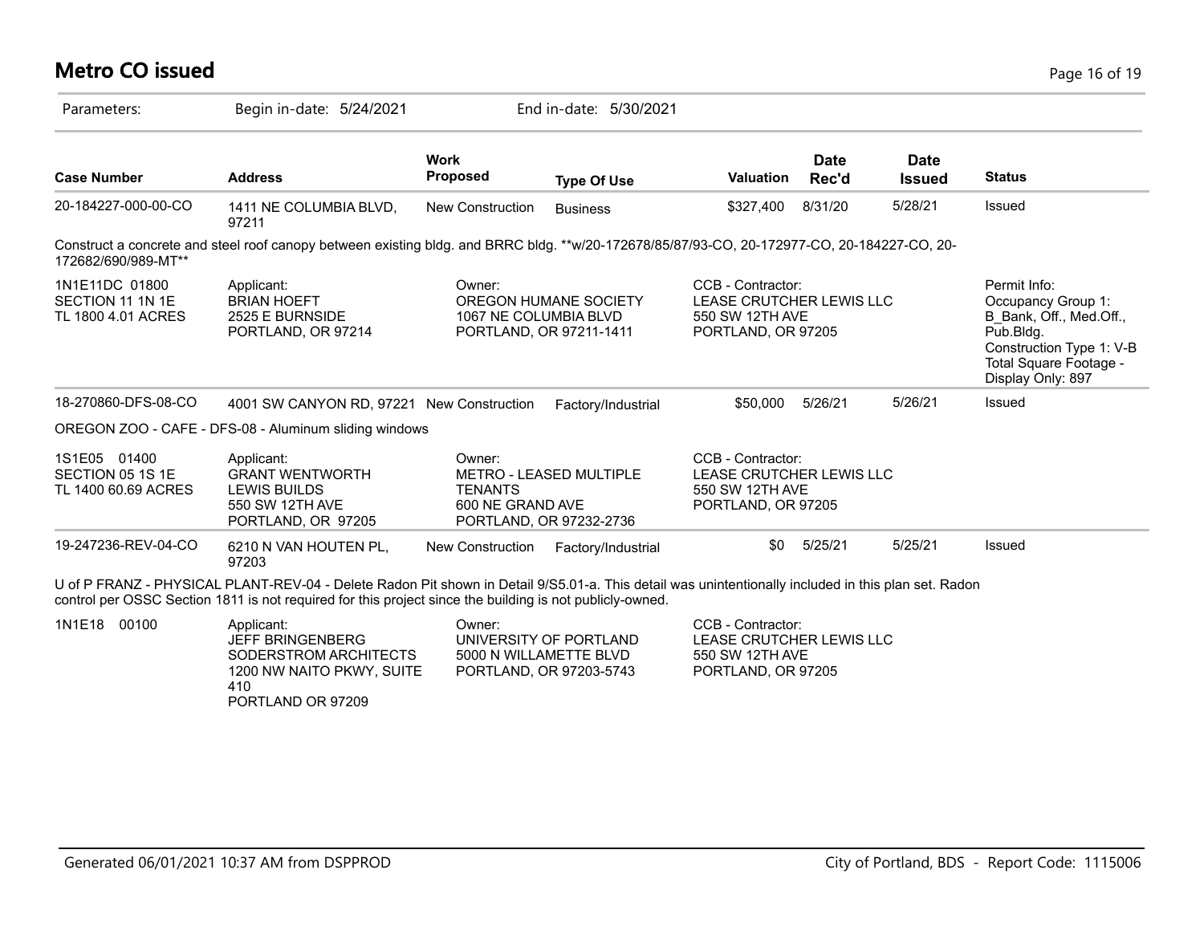# Metro CO issued

Parameters: Begin in-date: 5/24/2021 End in-date: 5/30/2021

| Case Number | Address | Work Proposed | Type Of Use | Valuation | Date Rec'd | Date Issued | Status |
|---|---|---|---|---|---|---|---|
| 20-184227-000-00-CO | 1411 NE COLUMBIA BLVD, 97211 | New Construction | Business | $327,400 | 8/31/20 | 5/28/21 | Issued |

Construct a concrete and steel roof canopy between existing bldg. and BRRC bldg. **w/20-172678/85/87/93-CO, 20-172977-CO, 20-184227-CO, 20-172682/690/989-MT**

| | | | | |
|---|---|---|---|---|
| 1N1E11DC 01800<br>SECTION 11 1N 1E<br>TL 1800 4.01 ACRES | Applicant:<br>BRIAN HOEFT<br>2525 E BURNSIDE<br>PORTLAND, OR 97214 | Owner:<br>OREGON HUMANE SOCIETY<br>1067 NE COLUMBIA BLVD<br>PORTLAND, OR 97211-1411 | CCB - Contractor:<br>LEASE CRUTCHER LEWIS LLC<br>550 SW 12TH AVE<br>PORTLAND, OR 97205 | Permit Info:<br>Occupancy Group 1: B_Bank, Off., Med.Off., Pub.Bldg.<br>Construction Type 1: V-B<br>Total Square Footage - Display Only: 897 |

| Case Number | Address | Work Proposed | Type Of Use | Valuation | Date Rec'd | Date Issued | Status |
|---|---|---|---|---|---|---|---|
| 18-270860-DFS-08-CO | 4001 SW CANYON RD, 97221 | New Construction | Factory/Industrial | $50,000 | 5/26/21 | 5/26/21 | Issued |

OREGON ZOO - CAFE - DFS-08 - Aluminum sliding windows

| | | | |
|---|---|---|---|
| 1S1E05 01400<br>SECTION 05 1S 1E<br>TL 1400 60.69 ACRES | Applicant:<br>GRANT WENTWORTH<br>LEWIS BUILDS<br>550 SW 12TH AVE<br>PORTLAND, OR 97205 | Owner:<br>METRO - LEASED MULTIPLE TENANTS<br>600 NE GRAND AVE<br>PORTLAND, OR 97232-2736 | CCB - Contractor:<br>LEASE CRUTCHER LEWIS LLC<br>550 SW 12TH AVE<br>PORTLAND, OR 97205 |

| Case Number | Address | Work Proposed | Type Of Use | Valuation | Date Rec'd | Date Issued | Status |
|---|---|---|---|---|---|---|---|
| 19-247236-REV-04-CO | 6210 N VAN HOUTEN PL, 97203 | New Construction | Factory/Industrial | $0 | 5/25/21 | 5/25/21 | Issued |

U of P FRANZ - PHYSICAL PLANT-REV-04 - Delete Radon Pit shown in Detail 9/S5.01-a. This detail was unintentionally included in this plan set. Radon control per OSSC Section 1811 is not required for this project since the building is not publicly-owned.

| | | | |
|---|---|---|---|
| 1N1E18 00100 | Applicant:<br>JEFF BRINGENBERG<br>SODERSTROM ARCHITECTS<br>1200 NW NAITO PKWY, SUITE 410<br>PORTLAND OR 97209 | Owner:<br>UNIVERSITY OF PORTLAND<br>5000 N WILLAMETTE BLVD<br>PORTLAND, OR 97203-5743 | CCB - Contractor:<br>LEASE CRUTCHER LEWIS LLC<br>550 SW 12TH AVE<br>PORTLAND, OR 97205 |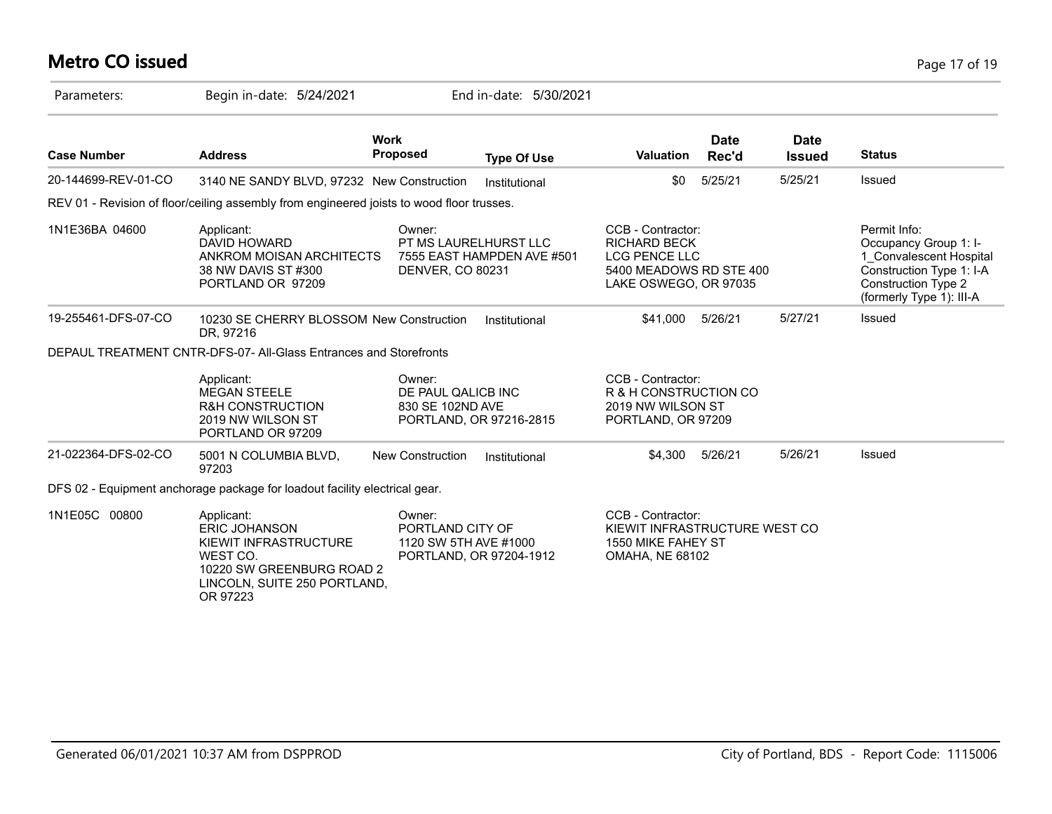# Metro CO issued

Parameters: Begin in-date: 5/24/2021 End in-date: 5/30/2021

| Case Number | Address | Work Proposed | Type Of Use | Valuation | Date Rec'd | Date Issued | Status |
|---|---|---|---|---|---|---|---|
| 20-144699-REV-01-CO | 3140 NE SANDY BLVD, 97232 | New Construction | Institutional | $0 | 5/25/21 | 5/25/21 | Issued |

REV 01 - Revision of floor/ceiling assembly from engineered joists to wood floor trusses.

1N1E36BA 04600

Applicant:
DAVID HOWARD
ANKROM MOISAN ARCHITECTS
38 NW DAVIS ST #300
PORTLAND OR 97209

Owner:
PT MS LAURELHURST LLC
7555 EAST HAMPDEN AVE #501
DENVER, CO 80231

CCB - Contractor:
RICHARD BECK
LCG PENCE LLC
5400 MEADOWS RD STE 400
LAKE OSWEGO, OR 97035

Permit Info:
Occupancy Group 1: I-1_Convalescent Hospital
Construction Type 1: I-A
Construction Type 2 (formerly Type 1): III-A

| Case Number | Address | Work Proposed | Type Of Use | Valuation | Date Rec'd | Date Issued | Status |
|---|---|---|---|---|---|---|---|
| 19-255461-DFS-07-CO | 10230 SE CHERRY BLOSSOM DR, 97216 | New Construction | Institutional | $41,000 | 5/26/21 | 5/27/21 | Issued |

DEPAUL TREATMENT CNTR-DFS-07- All-Glass Entrances and Storefronts

Applicant:
MEGAN STEELE
R&H CONSTRUCTION
2019 NW WILSON ST
PORTLAND OR 97209

Owner:
DE PAUL QALICB INC
830 SE 102ND AVE
PORTLAND, OR 97216-2815

CCB - Contractor:
R & H CONSTRUCTION CO
2019 NW WILSON ST
PORTLAND, OR 97209

| Case Number | Address | Work Proposed | Type Of Use | Valuation | Date Rec'd | Date Issued | Status |
|---|---|---|---|---|---|---|---|
| 21-022364-DFS-02-CO | 5001 N COLUMBIA BLVD, 97203 | New Construction | Institutional | $4,300 | 5/26/21 | 5/26/21 | Issued |

DFS 02 - Equipment anchorage package for loadout facility electrical gear.

1N1E05C 00800

Applicant:
ERIC JOHANSON
KIEWIT INFRASTRUCTURE WEST CO.
10220 SW GREENBURG ROAD 2 LINCOLN, SUITE 250 PORTLAND, OR 97223

Owner:
PORTLAND CITY OF
1120 SW 5TH AVE #1000
PORTLAND, OR 97204-1912

CCB - Contractor:
KIEWIT INFRASTRUCTURE WEST CO
1550 MIKE FAHEY ST
OMAHA, NE 68102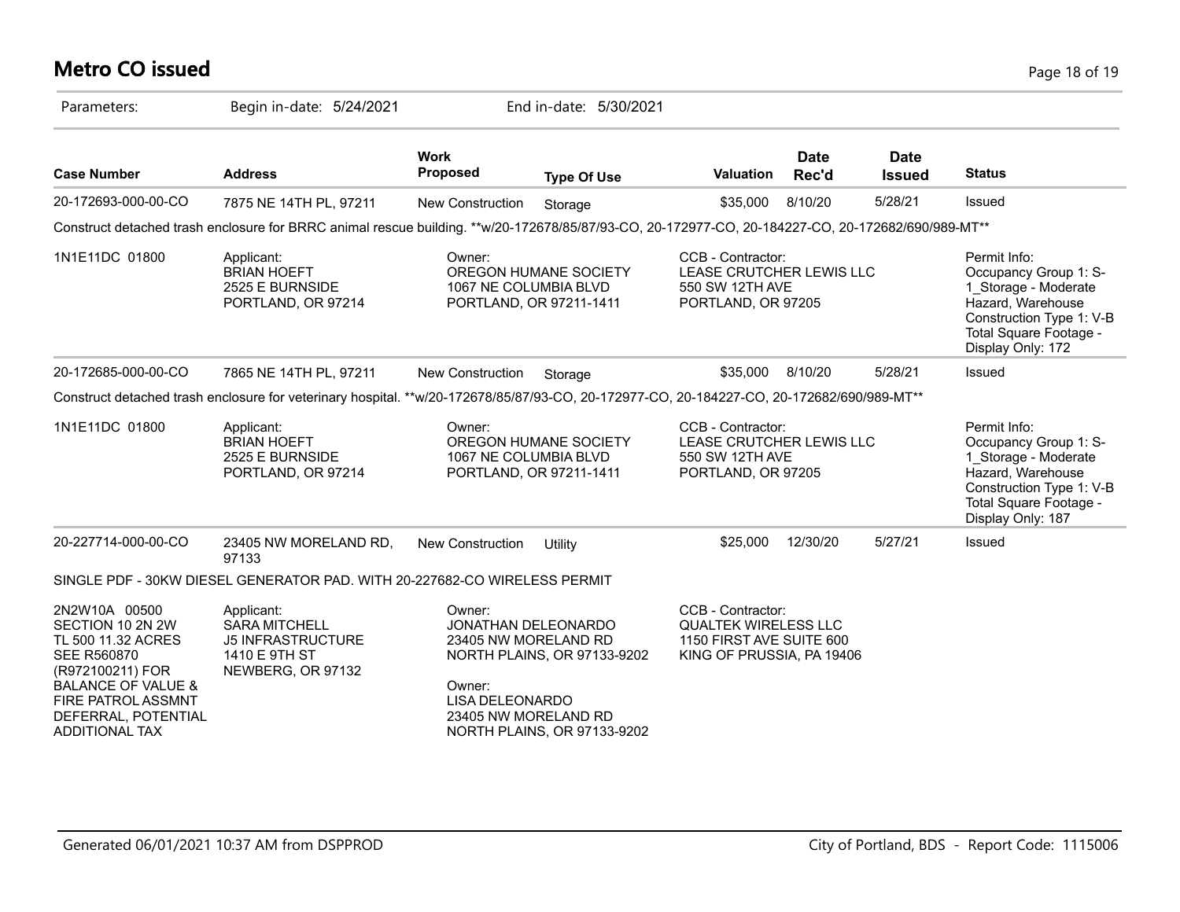# Metro CO issued

Parameters: Begin in-date: 5/24/2021 End in-date: 5/30/2021

| Case Number | Address | Work Proposed | Type Of Use | Valuation | Date Rec'd | Date Issued | Status |
|---|---|---|---|---|---|---|---|
| 20-172693-000-00-CO | 7875 NE 14TH PL, 97211 | New Construction | Storage | $35,000 | 8/10/20 | 5/28/21 | Issued |

Construct detached trash enclosure for BRRC animal rescue building. **w/20-172678/85/87/93-CO, 20-172977-CO, 20-184227-CO, 20-172682/690/989-MT**

1N1E11DC 01800

Applicant:
BRIAN HOEFT
2525 E BURNSIDE
PORTLAND, OR 97214

Owner:
OREGON HUMANE SOCIETY
1067 NE COLUMBIA BLVD
PORTLAND, OR 97211-1411

CCB - Contractor:
LEASE CRUTCHER LEWIS LLC
550 SW 12TH AVE
PORTLAND, OR 97205

Permit Info:
Occupancy Group 1: S-1_Storage - Moderate Hazard, Warehouse
Construction Type 1: V-B
Total Square Footage - Display Only: 172

| Case Number | Address | Work Proposed | Type Of Use | Valuation | Date Rec'd | Date Issued | Status |
|---|---|---|---|---|---|---|---|
| 20-172685-000-00-CO | 7865 NE 14TH PL, 97211 | New Construction | Storage | $35,000 | 8/10/20 | 5/28/21 | Issued |

Construct detached trash enclosure for veterinary hospital. **w/20-172678/85/87/93-CO, 20-172977-CO, 20-184227-CO, 20-172682/690/989-MT**

1N1E11DC 01800

Applicant:
BRIAN HOEFT
2525 E BURNSIDE
PORTLAND, OR 97214

Owner:
OREGON HUMANE SOCIETY
1067 NE COLUMBIA BLVD
PORTLAND, OR 97211-1411

CCB - Contractor:
LEASE CRUTCHER LEWIS LLC
550 SW 12TH AVE
PORTLAND, OR 97205

Permit Info:
Occupancy Group 1: S-1_Storage - Moderate Hazard, Warehouse
Construction Type 1: V-B
Total Square Footage - Display Only: 187

| Case Number | Address | Work Proposed | Type Of Use | Valuation | Date Rec'd | Date Issued | Status |
|---|---|---|---|---|---|---|---|
| 20-227714-000-00-CO | 23405 NW MORELAND RD, 97133 | New Construction | Utility | $25,000 | 12/30/20 | 5/27/21 | Issued |

SINGLE PDF - 30KW DIESEL GENERATOR PAD. WITH 20-227682-CO WIRELESS PERMIT

2N2W10A 00500
SECTION 10 2N 2W
TL 500 11.32 ACRES
SEE R560870
(R972100211) FOR
BALANCE OF VALUE &
FIRE PATROL ASSMNT
DEFERRAL, POTENTIAL
ADDITIONAL TAX

Applicant:
SARA MITCHELL
J5 INFRASTRUCTURE
1410 E 9TH ST
NEWBERG, OR 97132

Owner:
JONATHAN DELEONARDO
23405 NW MORELAND RD
NORTH PLAINS, OR 97133-9202

Owner:
LISA DELEONARDO
23405 NW MORELAND RD
NORTH PLAINS, OR 97133-9202

CCB - Contractor:
QUALTEK WIRELESS LLC
1150 FIRST AVE SUITE 600
KING OF PRUSSIA, PA 19406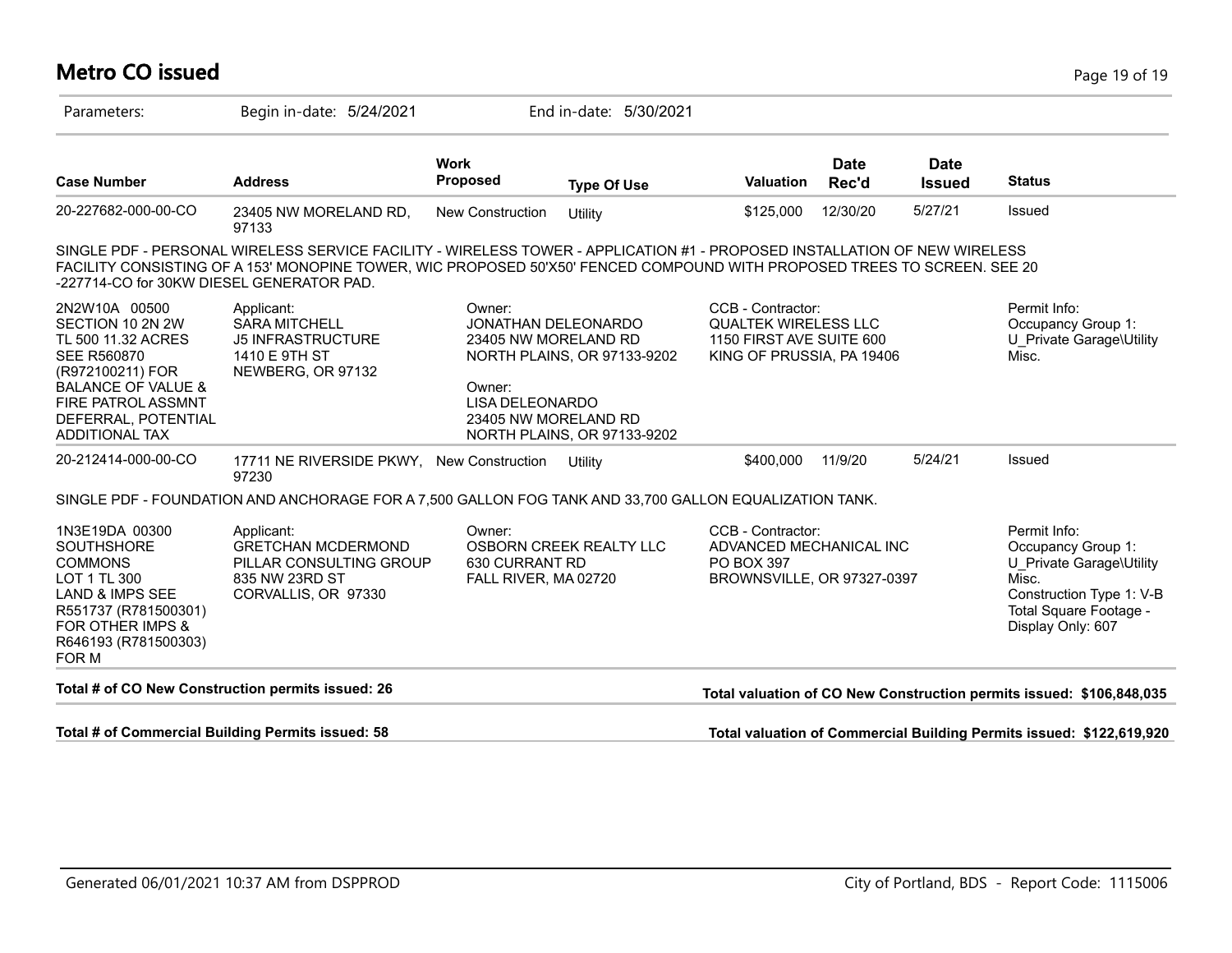# Metro CO issued

Parameters: Begin in-date: 5/24/2021 End in-date: 5/30/2021

| Case Number | Address | Work Proposed | Type Of Use | Valuation | Date Rec'd | Date Issued | Status |
|---|---|---|---|---|---|---|---|
| 20-227682-000-00-CO | 23405 NW MORELAND RD, 97133 | New Construction | Utility | $125,000 | 12/30/20 | 5/27/21 | Issued |

SINGLE PDF - PERSONAL WIRELESS SERVICE FACILITY - WIRELESS TOWER - APPLICATION #1 - PROPOSED INSTALLATION OF NEW WIRELESS FACILITY CONSISTING OF A 153' MONOPINE TOWER, WIC PROPOSED 50'X50' FENCED COMPOUND WITH PROPOSED TREES TO SCREEN. SEE 20 -227714-CO for 30KW DIESEL GENERATOR PAD.

2N2W10A 00500 SECTION 10 2N 2W TL 500 11.32 ACRES SEE R560870 (R972100211) FOR BALANCE OF VALUE & FIRE PATROL ASSMNT DEFERRAL, POTENTIAL ADDITIONAL TAX

Applicant: SARA MITCHELL J5 INFRASTRUCTURE 1410 E 9TH ST NEWBERG, OR 97132

Owner: JONATHAN DELEONARDO 23405 NW MORELAND RD NORTH PLAINS, OR 97133-9202

Owner: LISA DELEONARDO 23405 NW MORELAND RD NORTH PLAINS, OR 97133-9202

CCB - Contractor: QUALTEK WIRELESS LLC 1150 FIRST AVE SUITE 600 KING OF PRUSSIA, PA 19406

Permit Info: Occupancy Group 1: U_Private Garage\Utility Misc.

| Case Number | Address | Work Proposed | Type Of Use | Valuation | Date Rec'd | Date Issued | Status |
|---|---|---|---|---|---|---|---|
| 20-212414-000-00-CO | 17711 NE RIVERSIDE PKWY, 97230 | New Construction | Utility | $400,000 | 11/9/20 | 5/24/21 | Issued |

SINGLE PDF - FOUNDATION AND ANCHORAGE FOR A 7,500 GALLON FOG TANK AND 33,700 GALLON EQUALIZATION TANK.

1N3E19DA 00300 SOUTHSHORE COMMONS LOT 1 TL 300 LAND & IMPS SEE R551737 (R781500301) FOR OTHER IMPS & R646193 (R781500303) FOR M

Applicant: GRETCHAN MCDERMOND PILLAR CONSULTING GROUP 835 NW 23RD ST CORVALLIS, OR 97330

Owner: OSBORN CREEK REALTY LLC 630 CURRANT RD FALL RIVER, MA 02720

CCB - Contractor: ADVANCED MECHANICAL INC PO BOX 397 BROWNSVILLE, OR 97327-0397

Permit Info: Occupancy Group 1: U_Private Garage\Utility Misc. Construction Type 1: V-B Total Square Footage - Display Only: 607

**Total # of CO New Construction permits issued: 26**

**Total valuation of CO New Construction permits issued: $106,848,035**

**Total # of Commercial Building Permits issued: 58**

**Total valuation of Commercial Building Permits issued: $122,619,920**